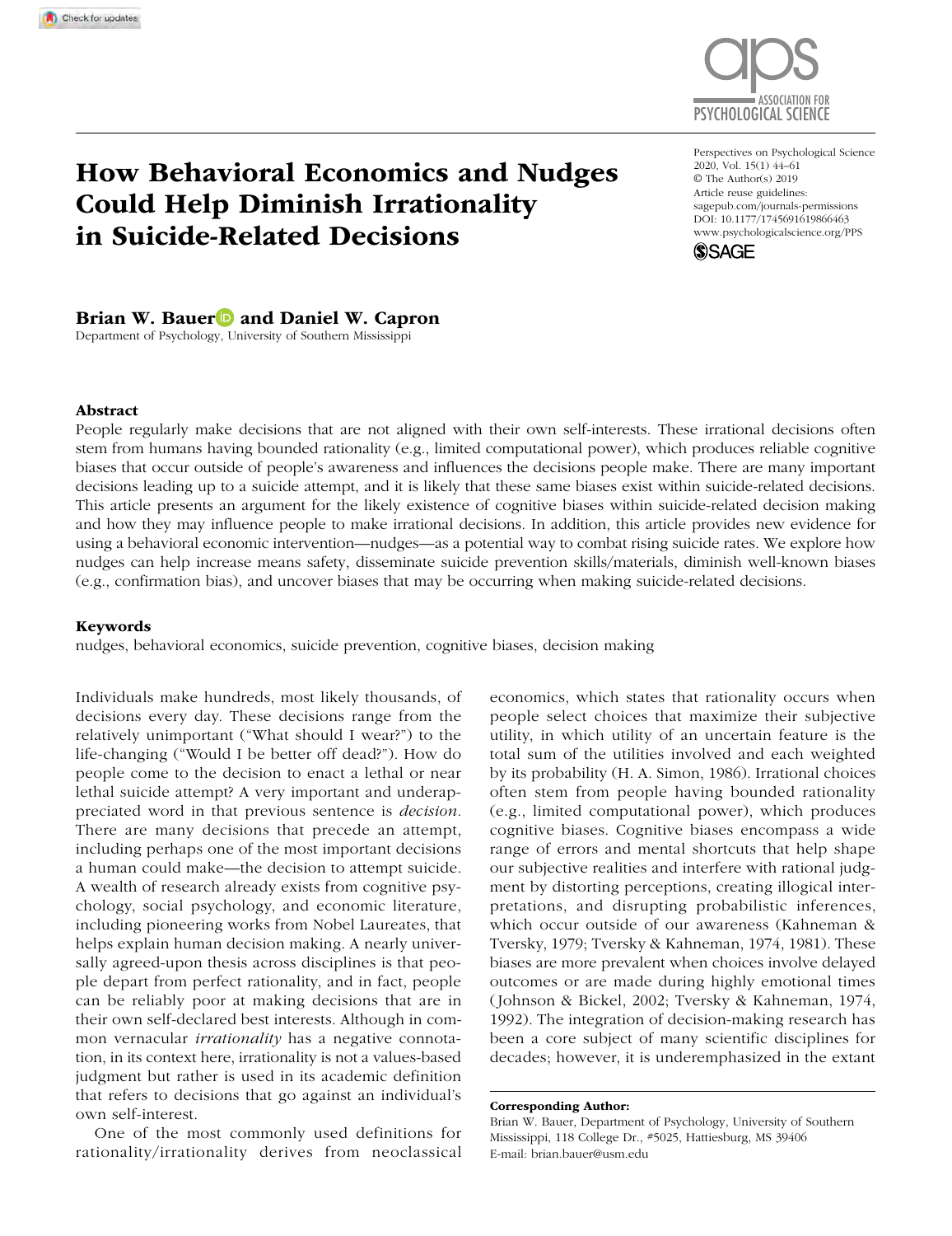# How Behavioral Economics and Nudges Could Help Diminish Irrationality in Suicide-Related Decisions

**Brian W. Bauer and Daniel W. Capron**

Department of Psychology, University of Southern Mississippi

Perspectives on Psychological Science
2020, Vol. 15(1) 44–61
© The Author(s) 2019
Article reuse guidelines:
sagepub.com/journals-permissions
DOI: 10.1177/1745691619866463
www.psychologicalscience.org/PPS

## Abstract

People regularly make decisions that are not aligned with their own self-interests. These irrational decisions often stem from humans having bounded rationality (e.g., limited computational power), which produces reliable cognitive biases that occur outside of people's awareness and influences the decisions people make. There are many important decisions leading up to a suicide attempt, and it is likely that these same biases exist within suicide-related decisions. This article presents an argument for the likely existence of cognitive biases within suicide-related decision making and how they may influence people to make irrational decisions. In addition, this article provides new evidence for using a behavioral economic intervention—nudges—as a potential way to combat rising suicide rates. We explore how nudges can help increase means safety, disseminate suicide prevention skills/materials, diminish well-known biases (e.g., confirmation bias), and uncover biases that may be occurring when making suicide-related decisions.

## Keywords

nudges, behavioral economics, suicide prevention, cognitive biases, decision making

Individuals make hundreds, most likely thousands, of decisions every day. These decisions range from the relatively unimportant ("What should I wear?") to the life-changing ("Would I be better off dead?"). How do people come to the decision to enact a lethal or near lethal suicide attempt? A very important and underappreciated word in that previous sentence is *decision*. There are many decisions that precede an attempt, including perhaps one of the most important decisions a human could make—the decision to attempt suicide. A wealth of research already exists from cognitive psychology, social psychology, and economic literature, including pioneering works from Nobel Laureates, that helps explain human decision making. A nearly universally agreed-upon thesis across disciplines is that people depart from perfect rationality, and in fact, people can be reliably poor at making decisions that are in their own self-declared best interests. Although in common vernacular *irrationality* has a negative connotation, in its context here, irrationality is not a values-based judgment but rather is used in its academic definition that refers to decisions that go against an individual's own self-interest.

One of the most commonly used definitions for rationality/irrationality derives from neoclassical economics, which states that rationality occurs when people select choices that maximize their subjective utility, in which utility of an uncertain feature is the total sum of the utilities involved and each weighted by its probability (H. A. Simon, 1986). Irrational choices often stem from people having bounded rationality (e.g., limited computational power), which produces cognitive biases. Cognitive biases encompass a wide range of errors and mental shortcuts that help shape our subjective realities and interfere with rational judgment by distorting perceptions, creating illogical interpretations, and disrupting probabilistic inferences, which occur outside of our awareness (Kahneman & Tversky, 1979; Tversky & Kahneman, 1974, 1981). These biases are more prevalent when choices involve delayed outcomes or are made during highly emotional times (Johnson & Bickel, 2002; Tversky & Kahneman, 1974, 1992). The integration of decision-making research has been a core subject of many scientific disciplines for decades; however, it is underemphasized in the extant

**Corresponding Author:**
Brian W. Bauer, Department of Psychology, University of Southern Mississippi, 118 College Dr., #5025, Hattiesburg, MS 39406
E-mail: brian.bauer@usm.edu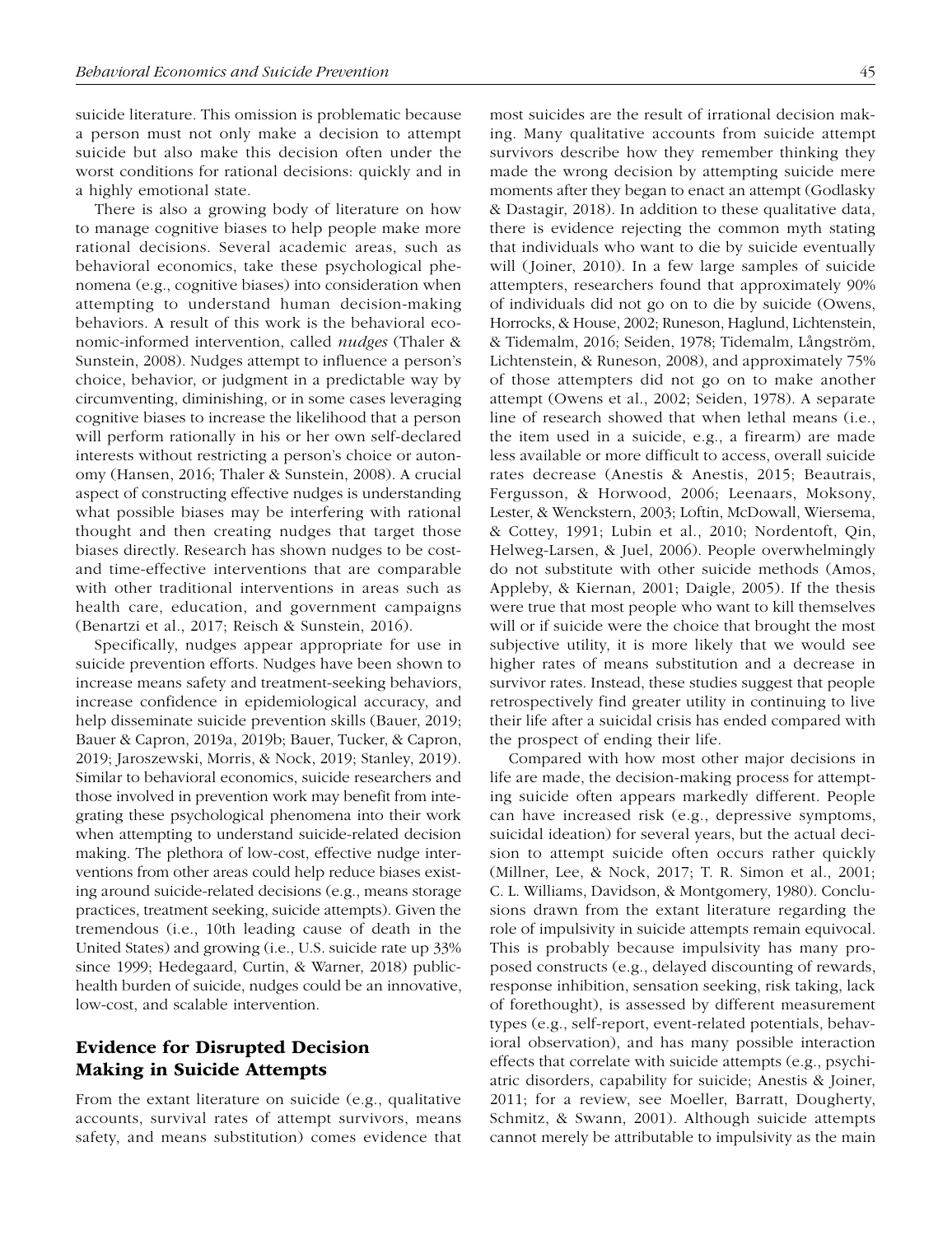suicide literature. This omission is problematic because a person must not only make a decision to attempt suicide but also make this decision often under the worst conditions for rational decisions: quickly and in a highly emotional state.

There is also a growing body of literature on how to manage cognitive biases to help people make more rational decisions. Several academic areas, such as behavioral economics, take these psychological phenomena (e.g., cognitive biases) into consideration when attempting to understand human decision-making behaviors. A result of this work is the behavioral economic-informed intervention, called *nudges* (Thaler & Sunstein, 2008). Nudges attempt to influence a person's choice, behavior, or judgment in a predictable way by circumventing, diminishing, or in some cases leveraging cognitive biases to increase the likelihood that a person will perform rationally in his or her own self-declared interests without restricting a person's choice or autonomy (Hansen, 2016; Thaler & Sunstein, 2008). A crucial aspect of constructing effective nudges is understanding what possible biases may be interfering with rational thought and then creating nudges that target those biases directly. Research has shown nudges to be cost- and time-effective interventions that are comparable with other traditional interventions in areas such as health care, education, and government campaigns (Benartzi et al., 2017; Reisch & Sunstein, 2016).

Specifically, nudges appear appropriate for use in suicide prevention efforts. Nudges have been shown to increase means safety and treatment-seeking behaviors, increase confidence in epidemiological accuracy, and help disseminate suicide prevention skills (Bauer, 2019; Bauer & Capron, 2019a, 2019b; Bauer, Tucker, & Capron, 2019; Jaroszewski, Morris, & Nock, 2019; Stanley, 2019). Similar to behavioral economics, suicide researchers and those involved in prevention work may benefit from integrating these psychological phenomena into their work when attempting to understand suicide-related decision making. The plethora of low-cost, effective nudge interventions from other areas could help reduce biases existing around suicide-related decisions (e.g., means storage practices, treatment seeking, suicide attempts). Given the tremendous (i.e., 10th leading cause of death in the United States) and growing (i.e., U.S. suicide rate up 33% since 1999; Hedegaard, Curtin, & Warner, 2018) public-health burden of suicide, nudges could be an innovative, low-cost, and scalable intervention.

## Evidence for Disrupted Decision Making in Suicide Attempts

From the extant literature on suicide (e.g., qualitative accounts, survival rates of attempt survivors, means safety, and means substitution) comes evidence that most suicides are the result of irrational decision making. Many qualitative accounts from suicide attempt survivors describe how they remember thinking they made the wrong decision by attempting suicide mere moments after they began to enact an attempt (Godlasky & Dastagir, 2018). In addition to these qualitative data, there is evidence rejecting the common myth stating that individuals who want to die by suicide eventually will (Joiner, 2010). In a few large samples of suicide attempters, researchers found that approximately 90% of individuals did not go on to die by suicide (Owens, Horrocks, & House, 2002; Runeson, Haglund, Lichtenstein, & Tidemalm, 2016; Seiden, 1978; Tidemalm, Långström, Lichtenstein, & Runeson, 2008), and approximately 75% of those attempters did not go on to make another attempt (Owens et al., 2002; Seiden, 1978). A separate line of research showed that when lethal means (i.e., the item used in a suicide, e.g., a firearm) are made less available or more difficult to access, overall suicide rates decrease (Anestis & Anestis, 2015; Beautrais, Fergusson, & Horwood, 2006; Leenaars, Moksony, Lester, & Wenckstern, 2003; Loftin, McDowall, Wiersema, & Cottey, 1991; Lubin et al., 2010; Nordentoft, Qin, Helweg-Larsen, & Juel, 2006). People overwhelmingly do not substitute with other suicide methods (Amos, Appleby, & Kiernan, 2001; Daigle, 2005). If the thesis were true that most people who want to kill themselves will or if suicide were the choice that brought the most subjective utility, it is more likely that we would see higher rates of means substitution and a decrease in survivor rates. Instead, these studies suggest that people retrospectively find greater utility in continuing to live their life after a suicidal crisis has ended compared with the prospect of ending their life.

Compared with how most other major decisions in life are made, the decision-making process for attempting suicide often appears markedly different. People can have increased risk (e.g., depressive symptoms, suicidal ideation) for several years, but the actual decision to attempt suicide often occurs rather quickly (Millner, Lee, & Nock, 2017; T. R. Simon et al., 2001; C. L. Williams, Davidson, & Montgomery, 1980). Conclusions drawn from the extant literature regarding the role of impulsivity in suicide attempts remain equivocal. This is probably because impulsivity has many proposed constructs (e.g., delayed discounting of rewards, response inhibition, sensation seeking, risk taking, lack of forethought), is assessed by different measurement types (e.g., self-report, event-related potentials, behavioral observation), and has many possible interaction effects that correlate with suicide attempts (e.g., psychiatric disorders, capability for suicide; Anestis & Joiner, 2011; for a review, see Moeller, Barratt, Dougherty, Schmitz, & Swann, 2001). Although suicide attempts cannot merely be attributable to impulsivity as the main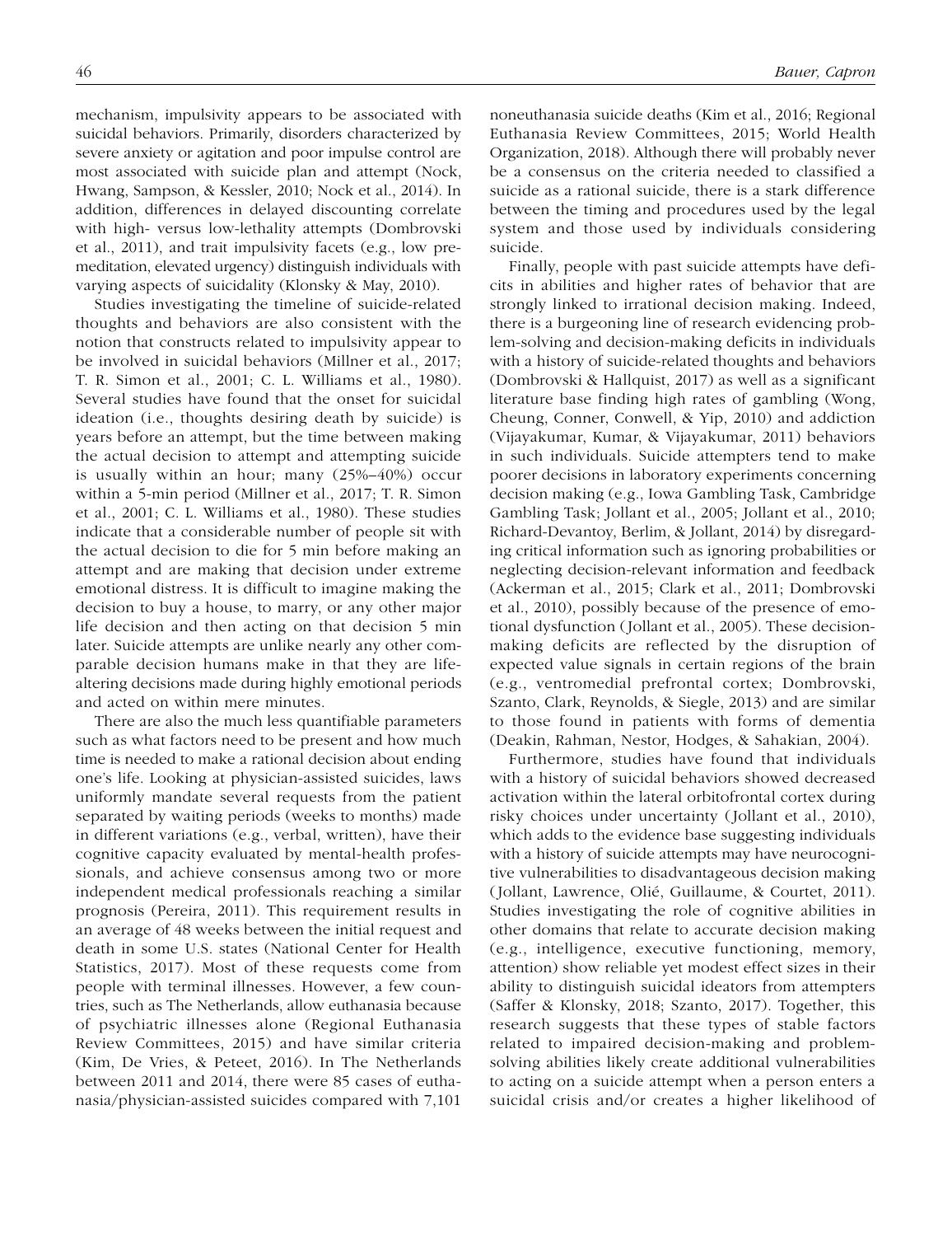mechanism, impulsivity appears to be associated with suicidal behaviors. Primarily, disorders characterized by severe anxiety or agitation and poor impulse control are most associated with suicide plan and attempt (Nock, Hwang, Sampson, & Kessler, 2010; Nock et al., 2014). In addition, differences in delayed discounting correlate with high- versus low-lethality attempts (Dombrovski et al., 2011), and trait impulsivity facets (e.g., low premeditation, elevated urgency) distinguish individuals with varying aspects of suicidality (Klonsky & May, 2010).

Studies investigating the timeline of suicide-related thoughts and behaviors are also consistent with the notion that constructs related to impulsivity appear to be involved in suicidal behaviors (Millner et al., 2017; T. R. Simon et al., 2001; C. L. Williams et al., 1980). Several studies have found that the onset for suicidal ideation (i.e., thoughts desiring death by suicide) is years before an attempt, but the time between making the actual decision to attempt and attempting suicide is usually within an hour; many (25%–40%) occur within a 5-min period (Millner et al., 2017; T. R. Simon et al., 2001; C. L. Williams et al., 1980). These studies indicate that a considerable number of people sit with the actual decision to die for 5 min before making an attempt and are making that decision under extreme emotional distress. It is difficult to imagine making the decision to buy a house, to marry, or any other major life decision and then acting on that decision 5 min later. Suicide attempts are unlike nearly any other comparable decision humans make in that they are life-altering decisions made during highly emotional periods and acted on within mere minutes.

There are also the much less quantifiable parameters such as what factors need to be present and how much time is needed to make a rational decision about ending one's life. Looking at physician-assisted suicides, laws uniformly mandate several requests from the patient separated by waiting periods (weeks to months) made in different variations (e.g., verbal, written), have their cognitive capacity evaluated by mental-health professionals, and achieve consensus among two or more independent medical professionals reaching a similar prognosis (Pereira, 2011). This requirement results in an average of 48 weeks between the initial request and death in some U.S. states (National Center for Health Statistics, 2017). Most of these requests come from people with terminal illnesses. However, a few countries, such as The Netherlands, allow euthanasia because of psychiatric illnesses alone (Regional Euthanasia Review Committees, 2015) and have similar criteria (Kim, De Vries, & Peteet, 2016). In The Netherlands between 2011 and 2014, there were 85 cases of euthanasia/physician-assisted suicides compared with 7,101 noneuthanasia suicide deaths (Kim et al., 2016; Regional Euthanasia Review Committees, 2015; World Health Organization, 2018). Although there will probably never be a consensus on the criteria needed to classified a suicide as a rational suicide, there is a stark difference between the timing and procedures used by the legal system and those used by individuals considering suicide.

Finally, people with past suicide attempts have deficits in abilities and higher rates of behavior that are strongly linked to irrational decision making. Indeed, there is a burgeoning line of research evidencing problem-solving and decision-making deficits in individuals with a history of suicide-related thoughts and behaviors (Dombrovski & Hallquist, 2017) as well as a significant literature base finding high rates of gambling (Wong, Cheung, Conner, Conwell, & Yip, 2010) and addiction (Vijayakumar, Kumar, & Vijayakumar, 2011) behaviors in such individuals. Suicide attempters tend to make poorer decisions in laboratory experiments concerning decision making (e.g., Iowa Gambling Task, Cambridge Gambling Task; Jollant et al., 2005; Jollant et al., 2010; Richard-Devantoy, Berlim, & Jollant, 2014) by disregarding critical information such as ignoring probabilities or neglecting decision-relevant information and feedback (Ackerman et al., 2015; Clark et al., 2011; Dombrovski et al., 2010), possibly because of the presence of emotional dysfunction (Jollant et al., 2005). These decision-making deficits are reflected by the disruption of expected value signals in certain regions of the brain (e.g., ventromedial prefrontal cortex; Dombrovski, Szanto, Clark, Reynolds, & Siegle, 2013) and are similar to those found in patients with forms of dementia (Deakin, Rahman, Nestor, Hodges, & Sahakian, 2004).

Furthermore, studies have found that individuals with a history of suicidal behaviors showed decreased activation within the lateral orbitofrontal cortex during risky choices under uncertainty (Jollant et al., 2010), which adds to the evidence base suggesting individuals with a history of suicide attempts may have neurocognitive vulnerabilities to disadvantageous decision making (Jollant, Lawrence, Olié, Guillaume, & Courtet, 2011). Studies investigating the role of cognitive abilities in other domains that relate to accurate decision making (e.g., intelligence, executive functioning, memory, attention) show reliable yet modest effect sizes in their ability to distinguish suicidal ideators from attempters (Saffer & Klonsky, 2018; Szanto, 2017). Together, this research suggests that these types of stable factors related to impaired decision-making and problem-solving abilities likely create additional vulnerabilities to acting on a suicide attempt when a person enters a suicidal crisis and/or creates a higher likelihood of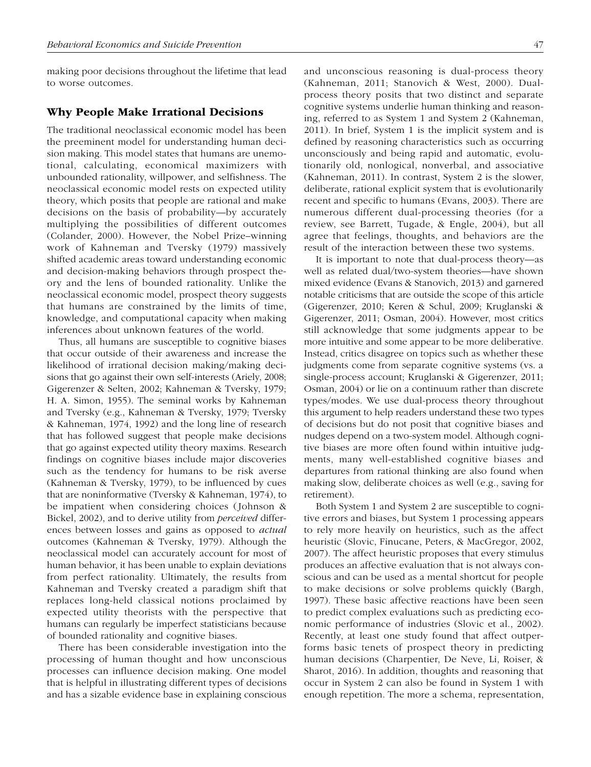making poor decisions throughout the lifetime that lead to worse outcomes.

## Why People Make Irrational Decisions

The traditional neoclassical economic model has been the preeminent model for understanding human decision making. This model states that humans are unemotional, calculating, economical maximizers with unbounded rationality, willpower, and selfishness. The neoclassical economic model rests on expected utility theory, which posits that people are rational and make decisions on the basis of probability—by accurately multiplying the possibilities of different outcomes (Colander, 2000). However, the Nobel Prize–winning work of Kahneman and Tversky (1979) massively shifted academic areas toward understanding economic and decision-making behaviors through prospect theory and the lens of bounded rationality. Unlike the neoclassical economic model, prospect theory suggests that humans are constrained by the limits of time, knowledge, and computational capacity when making inferences about unknown features of the world.

Thus, all humans are susceptible to cognitive biases that occur outside of their awareness and increase the likelihood of irrational decision making/making decisions that go against their own self-interests (Ariely, 2008; Gigerenzer & Selten, 2002; Kahneman & Tversky, 1979; H. A. Simon, 1955). The seminal works by Kahneman and Tversky (e.g., Kahneman & Tversky, 1979; Tversky & Kahneman, 1974, 1992) and the long line of research that has followed suggest that people make decisions that go against expected utility theory maxims. Research findings on cognitive biases include major discoveries such as the tendency for humans to be risk averse (Kahneman & Tversky, 1979), to be influenced by cues that are noninformative (Tversky & Kahneman, 1974), to be impatient when considering choices (Johnson & Bickel, 2002), and to derive utility from *perceived* differences between losses and gains as opposed to *actual* outcomes (Kahneman & Tversky, 1979). Although the neoclassical model can accurately account for most of human behavior, it has been unable to explain deviations from perfect rationality. Ultimately, the results from Kahneman and Tversky created a paradigm shift that replaces long-held classical notions proclaimed by expected utility theorists with the perspective that humans can regularly be imperfect statisticians because of bounded rationality and cognitive biases.

There has been considerable investigation into the processing of human thought and how unconscious processes can influence decision making. One model that is helpful in illustrating different types of decisions and has a sizable evidence base in explaining conscious and unconscious reasoning is dual-process theory (Kahneman, 2011; Stanovich & West, 2000). Dual-process theory posits that two distinct and separate cognitive systems underlie human thinking and reasoning, referred to as System 1 and System 2 (Kahneman, 2011). In brief, System 1 is the implicit system and is defined by reasoning characteristics such as occurring unconsciously and being rapid and automatic, evolutionarily old, nonlogical, nonverbal, and associative (Kahneman, 2011). In contrast, System 2 is the slower, deliberate, rational explicit system that is evolutionarily recent and specific to humans (Evans, 2003). There are numerous different dual-processing theories (for a review, see Barrett, Tugade, & Engle, 2004), but all agree that feelings, thoughts, and behaviors are the result of the interaction between these two systems.

It is important to note that dual-process theory—as well as related dual/two-system theories—have shown mixed evidence (Evans & Stanovich, 2013) and garnered notable criticisms that are outside the scope of this article (Gigerenzer, 2010; Keren & Schul, 2009; Kruglanski & Gigerenzer, 2011; Osman, 2004). However, most critics still acknowledge that some judgments appear to be more intuitive and some appear to be more deliberative. Instead, critics disagree on topics such as whether these judgments come from separate cognitive systems (vs. a single-process account; Kruglanski & Gigerenzer, 2011; Osman, 2004) or lie on a continuum rather than discrete types/modes. We use dual-process theory throughout this argument to help readers understand these two types of decisions but do not posit that cognitive biases and nudges depend on a two-system model. Although cognitive biases are more often found within intuitive judgments, many well-established cognitive biases and departures from rational thinking are also found when making slow, deliberate choices as well (e.g., saving for retirement).

Both System 1 and System 2 are susceptible to cognitive errors and biases, but System 1 processing appears to rely more heavily on heuristics, such as the affect heuristic (Slovic, Finucane, Peters, & MacGregor, 2002, 2007). The affect heuristic proposes that every stimulus produces an affective evaluation that is not always conscious and can be used as a mental shortcut for people to make decisions or solve problems quickly (Bargh, 1997). These basic affective reactions have been seen to predict complex evaluations such as predicting economic performance of industries (Slovic et al., 2002). Recently, at least one study found that affect outperforms basic tenets of prospect theory in predicting human decisions (Charpentier, De Neve, Li, Roiser, & Sharot, 2016). In addition, thoughts and reasoning that occur in System 2 can also be found in System 1 with enough repetition. The more a schema, representation,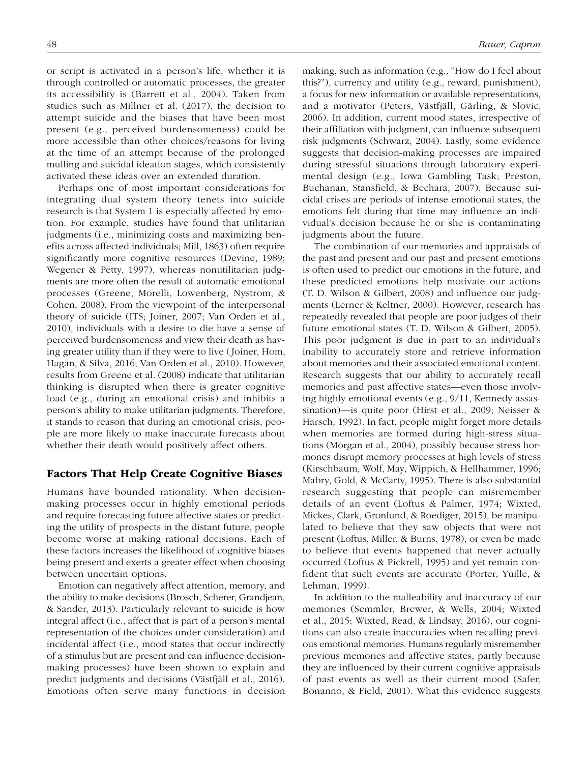or script is activated in a person's life, whether it is through controlled or automatic processes, the greater its accessibility is (Barrett et al., 2004). Taken from studies such as Millner et al. (2017), the decision to attempt suicide and the biases that have been most present (e.g., perceived burdensomeness) could be more accessible than other choices/reasons for living at the time of an attempt because of the prolonged mulling and suicidal ideation stages, which consistently activated these ideas over an extended duration.

Perhaps one of most important considerations for integrating dual system theory tenets into suicide research is that System 1 is especially affected by emotion. For example, studies have found that utilitarian judgments (i.e., minimizing costs and maximizing benefits across affected individuals; Mill, 1863) often require significantly more cognitive resources (Devine, 1989; Wegener & Petty, 1997), whereas nonutilitarian judgments are more often the result of automatic emotional processes (Greene, Morelli, Lowenberg, Nystrom, & Cohen, 2008). From the viewpoint of the interpersonal theory of suicide (ITS; Joiner, 2007; Van Orden et al., 2010), individuals with a desire to die have a sense of perceived burdensomeness and view their death as having greater utility than if they were to live (Joiner, Hom, Hagan, & Silva, 2016; Van Orden et al., 2010). However, results from Greene et al. (2008) indicate that utilitarian thinking is disrupted when there is greater cognitive load (e.g., during an emotional crisis) and inhibits a person's ability to make utilitarian judgments. Therefore, it stands to reason that during an emotional crisis, people are more likely to make inaccurate forecasts about whether their death would positively affect others.

## Factors That Help Create Cognitive Biases

Humans have bounded rationality. When decision-making processes occur in highly emotional periods and require forecasting future affective states or predicting the utility of prospects in the distant future, people become worse at making rational decisions. Each of these factors increases the likelihood of cognitive biases being present and exerts a greater effect when choosing between uncertain options.

Emotion can negatively affect attention, memory, and the ability to make decisions (Brosch, Scherer, Grandjean, & Sander, 2013). Particularly relevant to suicide is how integral affect (i.e., affect that is part of a person's mental representation of the choices under consideration) and incidental affect (i.e., mood states that occur indirectly of a stimulus but are present and can influence decision-making processes) have been shown to explain and predict judgments and decisions (Västfjäll et al., 2016). Emotions often serve many functions in decision making, such as information (e.g., "How do I feel about this?"), currency and utility (e.g., reward, punishment), a focus for new information or available representations, and a motivator (Peters, Västfjäll, Gärling, & Slovic, 2006). In addition, current mood states, irrespective of their affiliation with judgment, can influence subsequent risk judgments (Schwarz, 2004). Lastly, some evidence suggests that decision-making processes are impaired during stressful situations through laboratory experimental design (e.g., Iowa Gambling Task; Preston, Buchanan, Stansfield, & Bechara, 2007). Because suicidal crises are periods of intense emotional states, the emotions felt during that time may influence an individual's decision because he or she is contaminating judgments about the future.

The combination of our memories and appraisals of the past and present and our past and present emotions is often used to predict our emotions in the future, and these predicted emotions help motivate our actions (T. D. Wilson & Gilbert, 2008) and influence our judgments (Lerner & Keltner, 2000). However, research has repeatedly revealed that people are poor judges of their future emotional states (T. D. Wilson & Gilbert, 2005). This poor judgment is due in part to an individual's inability to accurately store and retrieve information about memories and their associated emotional content. Research suggests that our ability to accurately recall memories and past affective states—even those involving highly emotional events (e.g., 9/11, Kennedy assassination)—is quite poor (Hirst et al., 2009; Neisser & Harsch, 1992). In fact, people might forget more details when memories are formed during high-stress situations (Morgan et al., 2004), possibly because stress hormones disrupt memory processes at high levels of stress (Kirschbaum, Wolf, May, Wippich, & Hellhammer, 1996; Mabry, Gold, & McCarty, 1995). There is also substantial research suggesting that people can misremember details of an event (Loftus & Palmer, 1974; Wixted, Mickes, Clark, Gronlund, & Roediger, 2015), be manipulated to believe that they saw objects that were not present (Loftus, Miller, & Burns, 1978), or even be made to believe that events happened that never actually occurred (Loftus & Pickrell, 1995) and yet remain confident that such events are accurate (Porter, Yuille, & Lehman, 1999).

In addition to the malleability and inaccuracy of our memories (Semmler, Brewer, & Wells, 2004; Wixted et al., 2015; Wixted, Read, & Lindsay, 2016), our cognitions can also create inaccuracies when recalling previous emotional memories. Humans regularly misremember previous memories and affective states, partly because they are influenced by their current cognitive appraisals of past events as well as their current mood (Safer, Bonanno, & Field, 2001). What this evidence suggests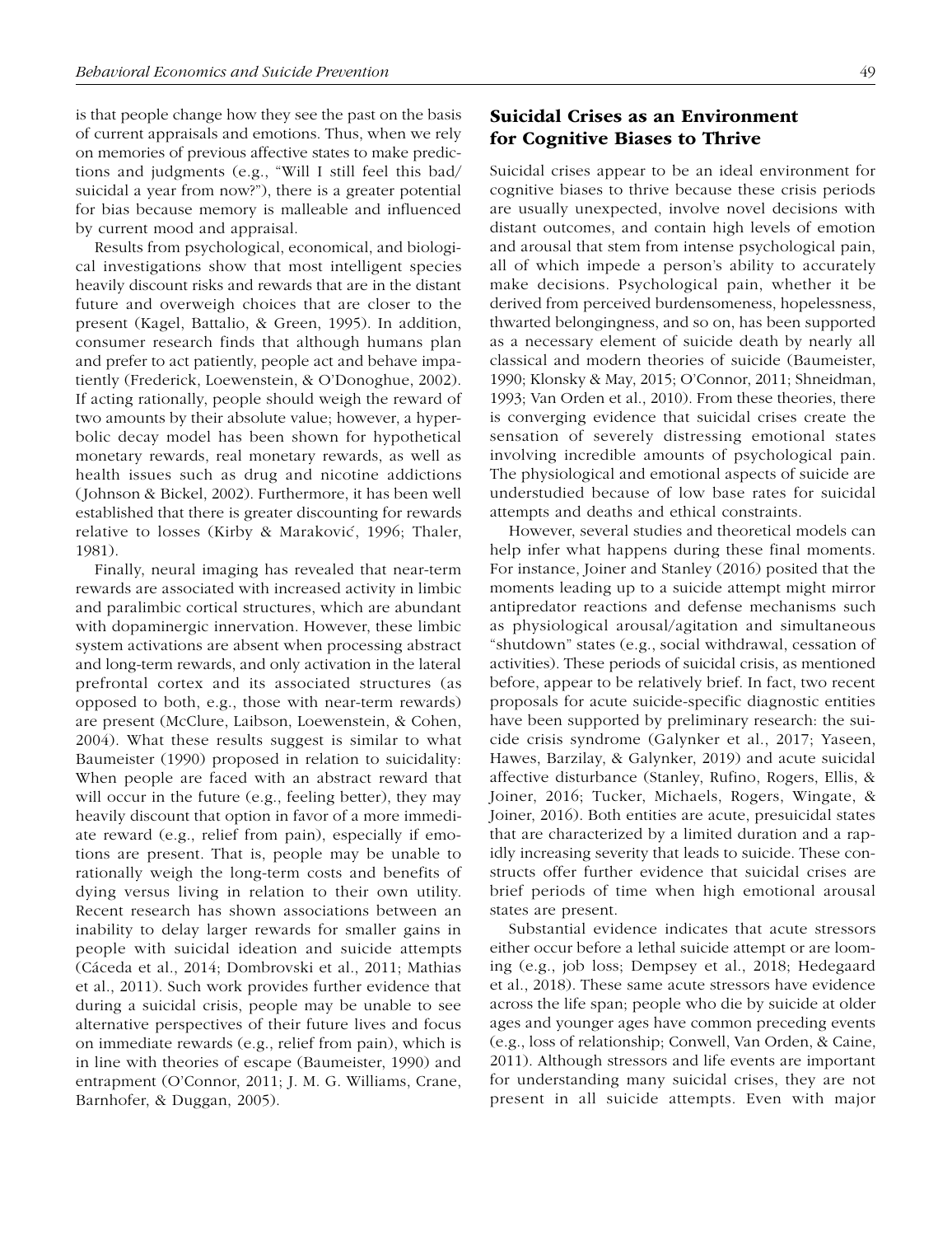is that people change how they see the past on the basis of current appraisals and emotions. Thus, when we rely on memories of previous affective states to make predictions and judgments (e.g., "Will I still feel this bad/suicidal a year from now?"), there is a greater potential for bias because memory is malleable and influenced by current mood and appraisal.

Results from psychological, economical, and biological investigations show that most intelligent species heavily discount risks and rewards that are in the distant future and overweigh choices that are closer to the present (Kagel, Battalio, & Green, 1995). In addition, consumer research finds that although humans plan and prefer to act patiently, people act and behave impatiently (Frederick, Loewenstein, & O'Donoghue, 2002). If acting rationally, people should weigh the reward of two amounts by their absolute value; however, a hyperbolic decay model has been shown for hypothetical monetary rewards, real monetary rewards, as well as health issues such as drug and nicotine addictions (Johnson & Bickel, 2002). Furthermore, it has been well established that there is greater discounting for rewards relative to losses (Kirby & Maraković, 1996; Thaler, 1981).

Finally, neural imaging has revealed that near-term rewards are associated with increased activity in limbic and paralimbic cortical structures, which are abundant with dopaminergic innervation. However, these limbic system activations are absent when processing abstract and long-term rewards, and only activation in the lateral prefrontal cortex and its associated structures (as opposed to both, e.g., those with near-term rewards) are present (McClure, Laibson, Loewenstein, & Cohen, 2004). What these results suggest is similar to what Baumeister (1990) proposed in relation to suicidality: When people are faced with an abstract reward that will occur in the future (e.g., feeling better), they may heavily discount that option in favor of a more immediate reward (e.g., relief from pain), especially if emotions are present. That is, people may be unable to rationally weigh the long-term costs and benefits of dying versus living in relation to their own utility. Recent research has shown associations between an inability to delay larger rewards for smaller gains in people with suicidal ideation and suicide attempts (Cáceda et al., 2014; Dombrovski et al., 2011; Mathias et al., 2011). Such work provides further evidence that during a suicidal crisis, people may be unable to see alternative perspectives of their future lives and focus on immediate rewards (e.g., relief from pain), which is in line with theories of escape (Baumeister, 1990) and entrapment (O'Connor, 2011; J. M. G. Williams, Crane, Barnhofer, & Duggan, 2005).

## Suicidal Crises as an Environment for Cognitive Biases to Thrive

Suicidal crises appear to be an ideal environment for cognitive biases to thrive because these crisis periods are usually unexpected, involve novel decisions with distant outcomes, and contain high levels of emotion and arousal that stem from intense psychological pain, all of which impede a person's ability to accurately make decisions. Psychological pain, whether it be derived from perceived burdensomeness, hopelessness, thwarted belongingness, and so on, has been supported as a necessary element of suicide death by nearly all classical and modern theories of suicide (Baumeister, 1990; Klonsky & May, 2015; O'Connor, 2011; Shneidman, 1993; Van Orden et al., 2010). From these theories, there is converging evidence that suicidal crises create the sensation of severely distressing emotional states involving incredible amounts of psychological pain. The physiological and emotional aspects of suicide are understudied because of low base rates for suicidal attempts and deaths and ethical constraints.

However, several studies and theoretical models can help infer what happens during these final moments. For instance, Joiner and Stanley (2016) posited that the moments leading up to a suicide attempt might mirror antipredator reactions and defense mechanisms such as physiological arousal/agitation and simultaneous "shutdown" states (e.g., social withdrawal, cessation of activities). These periods of suicidal crisis, as mentioned before, appear to be relatively brief. In fact, two recent proposals for acute suicide-specific diagnostic entities have been supported by preliminary research: the suicide crisis syndrome (Galynker et al., 2017; Yaseen, Hawes, Barzilay, & Galynker, 2019) and acute suicidal affective disturbance (Stanley, Rufino, Rogers, Ellis, & Joiner, 2016; Tucker, Michaels, Rogers, Wingate, & Joiner, 2016). Both entities are acute, presuicidal states that are characterized by a limited duration and a rapidly increasing severity that leads to suicide. These constructs offer further evidence that suicidal crises are brief periods of time when high emotional arousal states are present.

Substantial evidence indicates that acute stressors either occur before a lethal suicide attempt or are looming (e.g., job loss; Dempsey et al., 2018; Hedegaard et al., 2018). These same acute stressors have evidence across the life span; people who die by suicide at older ages and younger ages have common preceding events (e.g., loss of relationship; Conwell, Van Orden, & Caine, 2011). Although stressors and life events are important for understanding many suicidal crises, they are not present in all suicide attempts. Even with major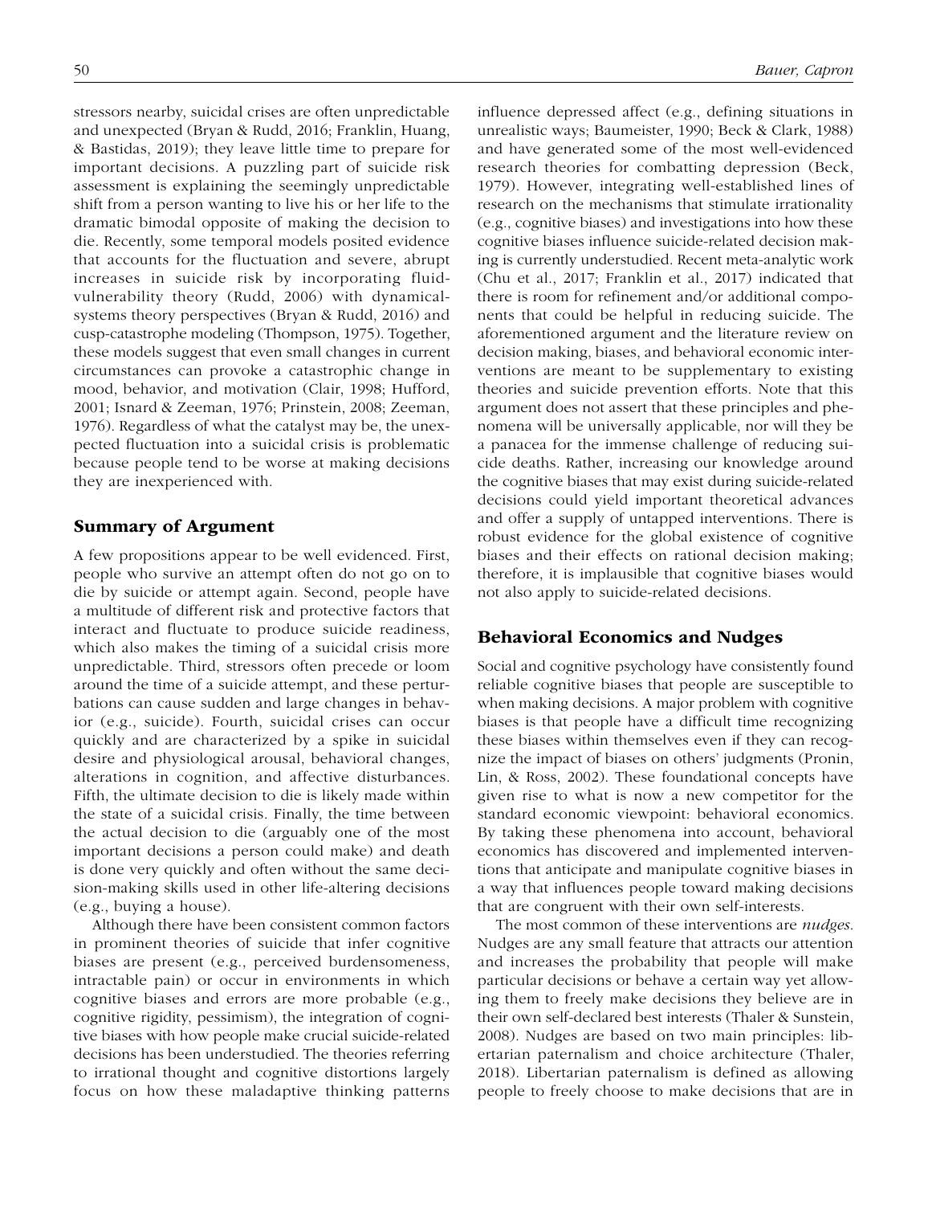stressors nearby, suicidal crises are often unpredictable and unexpected (Bryan & Rudd, 2016; Franklin, Huang, & Bastidas, 2019); they leave little time to prepare for important decisions. A puzzling part of suicide risk assessment is explaining the seemingly unpredictable shift from a person wanting to live his or her life to the dramatic bimodal opposite of making the decision to die. Recently, some temporal models posited evidence that accounts for the fluctuation and severe, abrupt increases in suicide risk by incorporating fluid-vulnerability theory (Rudd, 2006) with dynamical-systems theory perspectives (Bryan & Rudd, 2016) and cusp-catastrophe modeling (Thompson, 1975). Together, these models suggest that even small changes in current circumstances can provoke a catastrophic change in mood, behavior, and motivation (Clair, 1998; Hufford, 2001; Isnard & Zeeman, 1976; Prinstein, 2008; Zeeman, 1976). Regardless of what the catalyst may be, the unexpected fluctuation into a suicidal crisis is problematic because people tend to be worse at making decisions they are inexperienced with.

## Summary of Argument

A few propositions appear to be well evidenced. First, people who survive an attempt often do not go on to die by suicide or attempt again. Second, people have a multitude of different risk and protective factors that interact and fluctuate to produce suicide readiness, which also makes the timing of a suicidal crisis more unpredictable. Third, stressors often precede or loom around the time of a suicide attempt, and these perturbations can cause sudden and large changes in behavior (e.g., suicide). Fourth, suicidal crises can occur quickly and are characterized by a spike in suicidal desire and physiological arousal, behavioral changes, alterations in cognition, and affective disturbances. Fifth, the ultimate decision to die is likely made within the state of a suicidal crisis. Finally, the time between the actual decision to die (arguably one of the most important decisions a person could make) and death is done very quickly and often without the same decision-making skills used in other life-altering decisions (e.g., buying a house).

Although there have been consistent common factors in prominent theories of suicide that infer cognitive biases are present (e.g., perceived burdensomeness, intractable pain) or occur in environments in which cognitive biases and errors are more probable (e.g., cognitive rigidity, pessimism), the integration of cognitive biases with how people make crucial suicide-related decisions has been understudied. The theories referring to irrational thought and cognitive distortions largely focus on how these maladaptive thinking patterns influence depressed affect (e.g., defining situations in unrealistic ways; Baumeister, 1990; Beck & Clark, 1988) and have generated some of the most well-evidenced research theories for combatting depression (Beck, 1979). However, integrating well-established lines of research on the mechanisms that stimulate irrationality (e.g., cognitive biases) and investigations into how these cognitive biases influence suicide-related decision making is currently understudied. Recent meta-analytic work (Chu et al., 2017; Franklin et al., 2017) indicated that there is room for refinement and/or additional components that could be helpful in reducing suicide. The aforementioned argument and the literature review on decision making, biases, and behavioral economic interventions are meant to be supplementary to existing theories and suicide prevention efforts. Note that this argument does not assert that these principles and phenomena will be universally applicable, nor will they be a panacea for the immense challenge of reducing suicide deaths. Rather, increasing our knowledge around the cognitive biases that may exist during suicide-related decisions could yield important theoretical advances and offer a supply of untapped interventions. There is robust evidence for the global existence of cognitive biases and their effects on rational decision making; therefore, it is implausible that cognitive biases would not also apply to suicide-related decisions.

## Behavioral Economics and Nudges

Social and cognitive psychology have consistently found reliable cognitive biases that people are susceptible to when making decisions. A major problem with cognitive biases is that people have a difficult time recognizing these biases within themselves even if they can recognize the impact of biases on others' judgments (Pronin, Lin, & Ross, 2002). These foundational concepts have given rise to what is now a new competitor for the standard economic viewpoint: behavioral economics. By taking these phenomena into account, behavioral economics has discovered and implemented interventions that anticipate and manipulate cognitive biases in a way that influences people toward making decisions that are congruent with their own self-interests.

The most common of these interventions are *nudges*. Nudges are any small feature that attracts our attention and increases the probability that people will make particular decisions or behave a certain way yet allowing them to freely make decisions they believe are in their own self-declared best interests (Thaler & Sunstein, 2008). Nudges are based on two main principles: libertarian paternalism and choice architecture (Thaler, 2018). Libertarian paternalism is defined as allowing people to freely choose to make decisions that are in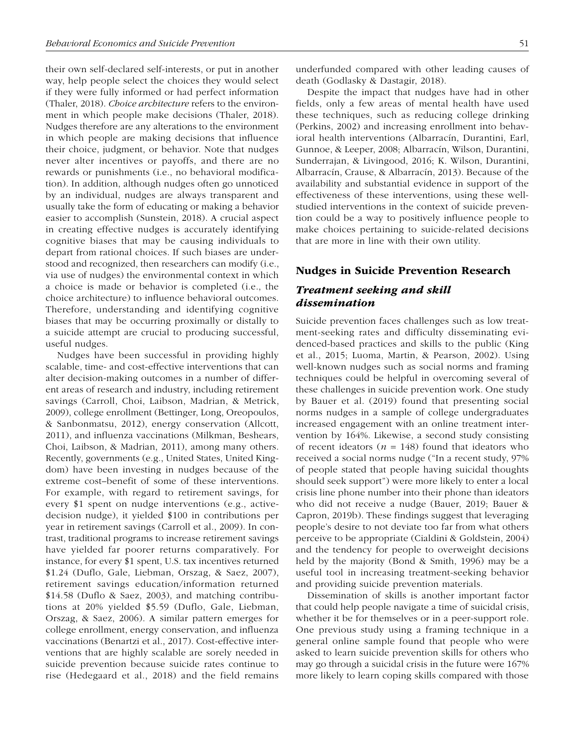their own self-declared self-interests, or put in another way, help people select the choices they would select if they were fully informed or had perfect information (Thaler, 2018). *Choice architecture* refers to the environment in which people make decisions (Thaler, 2018). Nudges therefore are any alterations to the environment in which people are making decisions that influence their choice, judgment, or behavior. Note that nudges never alter incentives or payoffs, and there are no rewards or punishments (i.e., no behavioral modification). In addition, although nudges often go unnoticed by an individual, nudges are always transparent and usually take the form of educating or making a behavior easier to accomplish (Sunstein, 2018). A crucial aspect in creating effective nudges is accurately identifying cognitive biases that may be causing individuals to depart from rational choices. If such biases are understood and recognized, then researchers can modify (i.e., via use of nudges) the environmental context in which a choice is made or behavior is completed (i.e., the choice architecture) to influence behavioral outcomes. Therefore, understanding and identifying cognitive biases that may be occurring proximally or distally to a suicide attempt are crucial to producing successful, useful nudges.

Nudges have been successful in providing highly scalable, time- and cost-effective interventions that can alter decision-making outcomes in a number of different areas of research and industry, including retirement savings (Carroll, Choi, Laibson, Madrian, & Metrick, 2009), college enrollment (Bettinger, Long, Oreopoulos, & Sanbonmatsu, 2012), energy conservation (Allcott, 2011), and influenza vaccinations (Milkman, Beshears, Choi, Laibson, & Madrian, 2011), among many others. Recently, governments (e.g., United States, United Kingdom) have been investing in nudges because of the extreme cost–benefit of some of these interventions. For example, with regard to retirement savings, for every $1 spent on nudge interventions (e.g., active-decision nudge), it yielded $100 in contributions per year in retirement savings (Carroll et al., 2009). In contrast, traditional programs to increase retirement savings have yielded far poorer returns comparatively. For instance, for every $1 spent, U.S. tax incentives returned $1.24 (Duflo, Gale, Liebman, Orszag, & Saez, 2007), retirement savings education/information returned $14.58 (Duflo & Saez, 2003), and matching contributions at 20% yielded $5.59 (Duflo, Gale, Liebman, Orszag, & Saez, 2006). A similar pattern emerges for college enrollment, energy conservation, and influenza vaccinations (Benartzi et al., 2017). Cost-effective interventions that are highly scalable are sorely needed in suicide prevention because suicide rates continue to rise (Hedegaard et al., 2018) and the field remains underfunded compared with other leading causes of death (Godlasky & Dastagir, 2018).

Despite the impact that nudges have had in other fields, only a few areas of mental health have used these techniques, such as reducing college drinking (Perkins, 2002) and increasing enrollment into behavioral health interventions (Albarracín, Durantini, Earl, Gunnoe, & Leeper, 2008; Albarracín, Wilson, Durantini, Sunderrajan, & Livingood, 2016; K. Wilson, Durantini, Albarracín, Crause, & Albarracín, 2013). Because of the availability and substantial evidence in support of the effectiveness of these interventions, using these well-studied interventions in the context of suicide prevention could be a way to positively influence people to make choices pertaining to suicide-related decisions that are more in line with their own utility.

## Nudges in Suicide Prevention Research

### *Treatment seeking and skill dissemination*

Suicide prevention faces challenges such as low treatment-seeking rates and difficulty disseminating evidenced-based practices and skills to the public (King et al., 2015; Luoma, Martin, & Pearson, 2002). Using well-known nudges such as social norms and framing techniques could be helpful in overcoming several of these challenges in suicide prevention work. One study by Bauer et al. (2019) found that presenting social norms nudges in a sample of college undergraduates increased engagement with an online treatment intervention by 164%. Likewise, a second study consisting of recent ideators ($n$ = 148) found that ideators who received a social norms nudge ("In a recent study, 97% of people stated that people having suicidal thoughts should seek support") were more likely to enter a local crisis line phone number into their phone than ideators who did not receive a nudge (Bauer, 2019; Bauer & Capron, 2019b). These findings suggest that leveraging people's desire to not deviate too far from what others perceive to be appropriate (Cialdini & Goldstein, 2004) and the tendency for people to overweight decisions held by the majority (Bond & Smith, 1996) may be a useful tool in increasing treatment-seeking behavior and providing suicide prevention materials.

Dissemination of skills is another important factor that could help people navigate a time of suicidal crisis, whether it be for themselves or in a peer-support role. One previous study using a framing technique in a general online sample found that people who were asked to learn suicide prevention skills for others who may go through a suicidal crisis in the future were 167% more likely to learn coping skills compared with those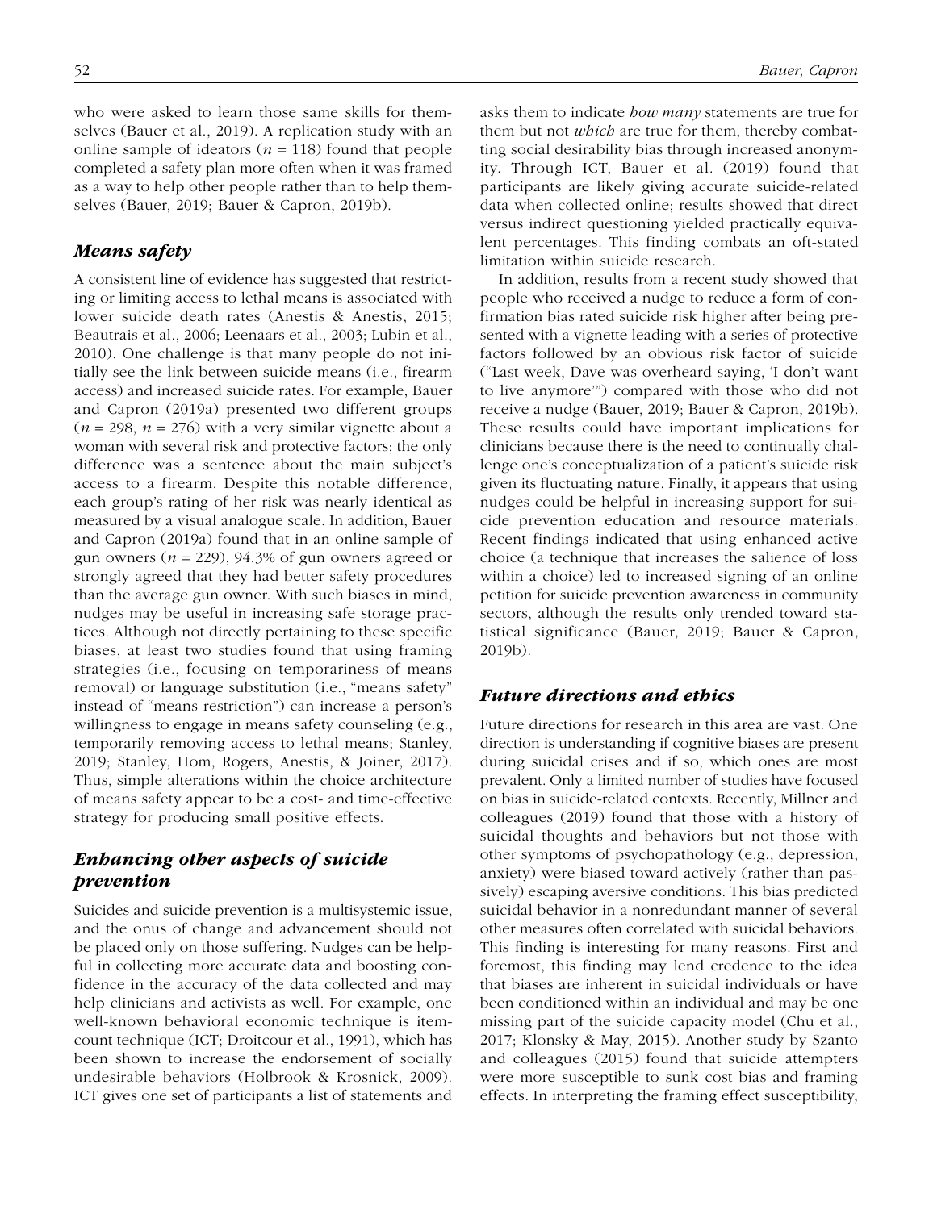who were asked to learn those same skills for themselves (Bauer et al., 2019). A replication study with an online sample of ideators ($n$ = 118) found that people completed a safety plan more often when it was framed as a way to help other people rather than to help themselves (Bauer, 2019; Bauer & Capron, 2019b).

### *Means safety*

A consistent line of evidence has suggested that restricting or limiting access to lethal means is associated with lower suicide death rates (Anestis & Anestis, 2015; Beautrais et al., 2006; Leenaars et al., 2003; Lubin et al., 2010). One challenge is that many people do not initially see the link between suicide means (i.e., firearm access) and increased suicide rates. For example, Bauer and Capron (2019a) presented two different groups ($n$ = 298, $n$ = 276) with a very similar vignette about a woman with several risk and protective factors; the only difference was a sentence about the main subject's access to a firearm. Despite this notable difference, each group's rating of her risk was nearly identical as measured by a visual analogue scale. In addition, Bauer and Capron (2019a) found that in an online sample of gun owners ($n$ = 229), 94.3% of gun owners agreed or strongly agreed that they had better safety procedures than the average gun owner. With such biases in mind, nudges may be useful in increasing safe storage practices. Although not directly pertaining to these specific biases, at least two studies found that using framing strategies (i.e., focusing on temporariness of means removal) or language substitution (i.e., "means safety" instead of "means restriction") can increase a person's willingness to engage in means safety counseling (e.g., temporarily removing access to lethal means; Stanley, 2019; Stanley, Hom, Rogers, Anestis, & Joiner, 2017). Thus, simple alterations within the choice architecture of means safety appear to be a cost- and time-effective strategy for producing small positive effects.

### *Enhancing other aspects of suicide prevention*

Suicides and suicide prevention is a multisystemic issue, and the onus of change and advancement should not be placed only on those suffering. Nudges can be helpful in collecting more accurate data and boosting confidence in the accuracy of the data collected and may help clinicians and activists as well. For example, one well-known behavioral economic technique is item-count technique (ICT; Droitcour et al., 1991), which has been shown to increase the endorsement of socially undesirable behaviors (Holbrook & Krosnick, 2009). ICT gives one set of participants a list of statements and asks them to indicate *how many* statements are true for them but not *which* are true for them, thereby combatting social desirability bias through increased anonymity. Through ICT, Bauer et al. (2019) found that participants are likely giving accurate suicide-related data when collected online; results showed that direct versus indirect questioning yielded practically equivalent percentages. This finding combats an oft-stated limitation within suicide research.

In addition, results from a recent study showed that people who received a nudge to reduce a form of confirmation bias rated suicide risk higher after being presented with a vignette leading with a series of protective factors followed by an obvious risk factor of suicide ("Last week, Dave was overheard saying, 'I don't want to live anymore'") compared with those who did not receive a nudge (Bauer, 2019; Bauer & Capron, 2019b). These results could have important implications for clinicians because there is the need to continually challenge one's conceptualization of a patient's suicide risk given its fluctuating nature. Finally, it appears that using nudges could be helpful in increasing support for suicide prevention education and resource materials. Recent findings indicated that using enhanced active choice (a technique that increases the salience of loss within a choice) led to increased signing of an online petition for suicide prevention awareness in community sectors, although the results only trended toward statistical significance (Bauer, 2019; Bauer & Capron, 2019b).

### *Future directions and ethics*

Future directions for research in this area are vast. One direction is understanding if cognitive biases are present during suicidal crises and if so, which ones are most prevalent. Only a limited number of studies have focused on bias in suicide-related contexts. Recently, Millner and colleagues (2019) found that those with a history of suicidal thoughts and behaviors but not those with other symptoms of psychopathology (e.g., depression, anxiety) were biased toward actively (rather than passively) escaping aversive conditions. This bias predicted suicidal behavior in a nonredundant manner of several other measures often correlated with suicidal behaviors. This finding is interesting for many reasons. First and foremost, this finding may lend credence to the idea that biases are inherent in suicidal individuals or have been conditioned within an individual and may be one missing part of the suicide capacity model (Chu et al., 2017; Klonsky & May, 2015). Another study by Szanto and colleagues (2015) found that suicide attempters were more susceptible to sunk cost bias and framing effects. In interpreting the framing effect susceptibility,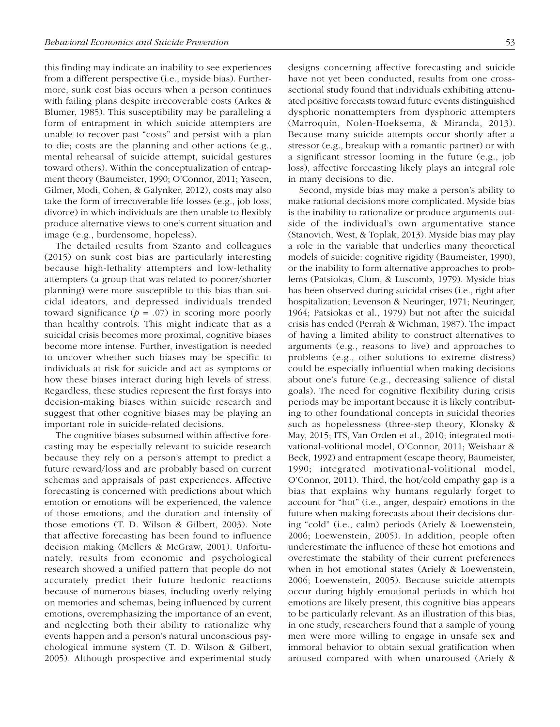this finding may indicate an inability to see experiences from a different perspective (i.e., myside bias). Furthermore, sunk cost bias occurs when a person continues with failing plans despite irrecoverable costs (Arkes & Blumer, 1985). This susceptibility may be paralleling a form of entrapment in which suicide attempters are unable to recover past "costs" and persist with a plan to die; costs are the planning and other actions (e.g., mental rehearsal of suicide attempt, suicidal gestures toward others). Within the conceptualization of entrapment theory (Baumeister, 1990; O'Connor, 2011; Yaseen, Gilmer, Modi, Cohen, & Galynker, 2012), costs may also take the form of irrecoverable life losses (e.g., job loss, divorce) in which individuals are then unable to flexibly produce alternative views to one's current situation and image (e.g., burdensome, hopeless).

The detailed results from Szanto and colleagues (2015) on sunk cost bias are particularly interesting because high-lethality attempters and low-lethality attempters (a group that was related to poorer/shorter planning) were more susceptible to this bias than suicidal ideators, and depressed individuals trended toward significance ($p = .07$) in scoring more poorly than healthy controls. This might indicate that as a suicidal crisis becomes more proximal, cognitive biases become more intense. Further, investigation is needed to uncover whether such biases may be specific to individuals at risk for suicide and act as symptoms or how these biases interact during high levels of stress. Regardless, these studies represent the first forays into decision-making biases within suicide research and suggest that other cognitive biases may be playing an important role in suicide-related decisions.

The cognitive biases subsumed within affective forecasting may be especially relevant to suicide research because they rely on a person's attempt to predict a future reward/loss and are probably based on current schemas and appraisals of past experiences. Affective forecasting is concerned with predictions about which emotion or emotions will be experienced, the valence of those emotions, and the duration and intensity of those emotions (T. D. Wilson & Gilbert, 2003). Note that affective forecasting has been found to influence decision making (Mellers & McGraw, 2001). Unfortunately, results from economic and psychological research showed a unified pattern that people do not accurately predict their future hedonic reactions because of numerous biases, including overly relying on memories and schemas, being influenced by current emotions, overemphasizing the importance of an event, and neglecting both their ability to rationalize why events happen and a person's natural unconscious psychological immune system (T. D. Wilson & Gilbert, 2005). Although prospective and experimental study designs concerning affective forecasting and suicide have not yet been conducted, results from one cross-sectional study found that individuals exhibiting attenuated positive forecasts toward future events distinguished dysphoric nonattempters from dysphoric attempters (Marroquín, Nolen-Hoeksema, & Miranda, 2013). Because many suicide attempts occur shortly after a stressor (e.g., breakup with a romantic partner) or with a significant stressor looming in the future (e.g., job loss), affective forecasting likely plays an integral role in many decisions to die.

Second, myside bias may make a person's ability to make rational decisions more complicated. Myside bias is the inability to rationalize or produce arguments outside of the individual's own argumentative stance (Stanovich, West, & Toplak, 2013). Myside bias may play a role in the variable that underlies many theoretical models of suicide: cognitive rigidity (Baumeister, 1990), or the inability to form alternative approaches to problems (Patsiokas, Clum, & Luscomb, 1979). Myside bias has been observed during suicidal crises (i.e., right after hospitalization; Levenson & Neuringer, 1971; Neuringer, 1964; Patsiokas et al., 1979) but not after the suicidal crisis has ended (Perrah & Wichman, 1987). The impact of having a limited ability to construct alternatives to arguments (e.g., reasons to live) and approaches to problems (e.g., other solutions to extreme distress) could be especially influential when making decisions about one's future (e.g., decreasing salience of distal goals). The need for cognitive flexibility during crisis periods may be important because it is likely contributing to other foundational concepts in suicidal theories such as hopelessness (three-step theory, Klonsky & May, 2015; ITS, Van Orden et al., 2010; integrated motivational-volitional model, O'Connor, 2011; Weishaar & Beck, 1992) and entrapment (escape theory, Baumeister, 1990; integrated motivational-volitional model, O'Connor, 2011). Third, the hot/cold empathy gap is a bias that explains why humans regularly forget to account for "hot" (i.e., anger, despair) emotions in the future when making forecasts about their decisions during "cold" (i.e., calm) periods (Ariely & Loewenstein, 2006; Loewenstein, 2005). In addition, people often underestimate the influence of these hot emotions and overestimate the stability of their current preferences when in hot emotional states (Ariely & Loewenstein, 2006; Loewenstein, 2005). Because suicide attempts occur during highly emotional periods in which hot emotions are likely present, this cognitive bias appears to be particularly relevant. As an illustration of this bias, in one study, researchers found that a sample of young men were more willing to engage in unsafe sex and immoral behavior to obtain sexual gratification when aroused compared with when unaroused (Ariely &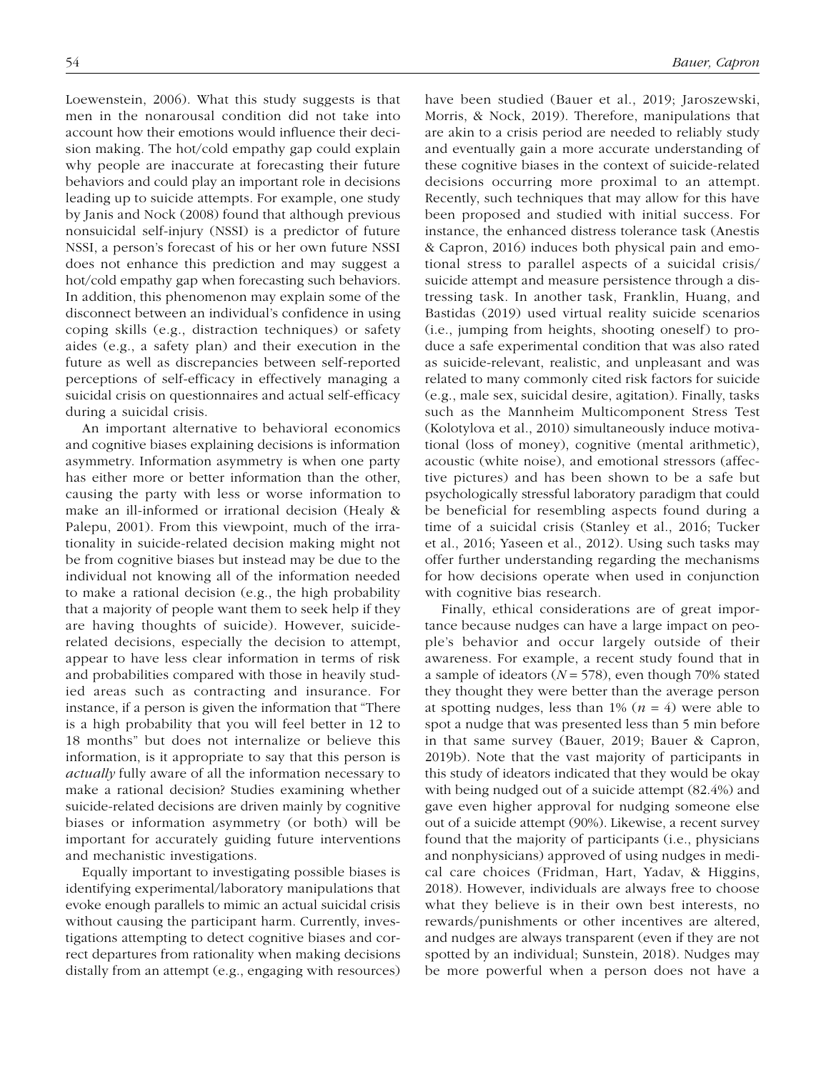Loewenstein, 2006). What this study suggests is that men in the nonarousal condition did not take into account how their emotions would influence their decision making. The hot/cold empathy gap could explain why people are inaccurate at forecasting their future behaviors and could play an important role in decisions leading up to suicide attempts. For example, one study by Janis and Nock (2008) found that although previous nonsuicidal self-injury (NSSI) is a predictor of future NSSI, a person's forecast of his or her own future NSSI does not enhance this prediction and may suggest a hot/cold empathy gap when forecasting such behaviors. In addition, this phenomenon may explain some of the disconnect between an individual's confidence in using coping skills (e.g., distraction techniques) or safety aides (e.g., a safety plan) and their execution in the future as well as discrepancies between self-reported perceptions of self-efficacy in effectively managing a suicidal crisis on questionnaires and actual self-efficacy during a suicidal crisis.

An important alternative to behavioral economics and cognitive biases explaining decisions is information asymmetry. Information asymmetry is when one party has either more or better information than the other, causing the party with less or worse information to make an ill-informed or irrational decision (Healy & Palepu, 2001). From this viewpoint, much of the irrationality in suicide-related decision making might not be from cognitive biases but instead may be due to the individual not knowing all of the information needed to make a rational decision (e.g., the high probability that a majority of people want them to seek help if they are having thoughts of suicide). However, suicide-related decisions, especially the decision to attempt, appear to have less clear information in terms of risk and probabilities compared with those in heavily studied areas such as contracting and insurance. For instance, if a person is given the information that "There is a high probability that you will feel better in 12 to 18 months" but does not internalize or believe this information, is it appropriate to say that this person is *actually* fully aware of all the information necessary to make a rational decision? Studies examining whether suicide-related decisions are driven mainly by cognitive biases or information asymmetry (or both) will be important for accurately guiding future interventions and mechanistic investigations.

Equally important to investigating possible biases is identifying experimental/laboratory manipulations that evoke enough parallels to mimic an actual suicidal crisis without causing the participant harm. Currently, investigations attempting to detect cognitive biases and correct departures from rationality when making decisions distally from an attempt (e.g., engaging with resources) have been studied (Bauer et al., 2019; Jaroszewski, Morris, & Nock, 2019). Therefore, manipulations that are akin to a crisis period are needed to reliably study and eventually gain a more accurate understanding of these cognitive biases in the context of suicide-related decisions occurring more proximal to an attempt. Recently, such techniques that may allow for this have been proposed and studied with initial success. For instance, the enhanced distress tolerance task (Anestis & Capron, 2016) induces both physical pain and emotional stress to parallel aspects of a suicidal crisis/suicide attempt and measure persistence through a distressing task. In another task, Franklin, Huang, and Bastidas (2019) used virtual reality suicide scenarios (i.e., jumping from heights, shooting oneself) to produce a safe experimental condition that was also rated as suicide-relevant, realistic, and unpleasant and was related to many commonly cited risk factors for suicide (e.g., male sex, suicidal desire, agitation). Finally, tasks such as the Mannheim Multicomponent Stress Test (Kolotylova et al., 2010) simultaneously induce motivational (loss of money), cognitive (mental arithmetic), acoustic (white noise), and emotional stressors (affective pictures) and has been shown to be a safe but psychologically stressful laboratory paradigm that could be beneficial for resembling aspects found during a time of a suicidal crisis (Stanley et al., 2016; Tucker et al., 2016; Yaseen et al., 2012). Using such tasks may offer further understanding regarding the mechanisms for how decisions operate when used in conjunction with cognitive bias research.

Finally, ethical considerations are of great importance because nudges can have a large impact on people's behavior and occur largely outside of their awareness. For example, a recent study found that in a sample of ideators ($N = 578$), even though 70% stated they thought they were better than the average person at spotting nudges, less than 1% ($n = 4$) were able to spot a nudge that was presented less than 5 min before in that same survey (Bauer, 2019; Bauer & Capron, 2019b). Note that the vast majority of participants in this study of ideators indicated that they would be okay with being nudged out of a suicide attempt (82.4%) and gave even higher approval for nudging someone else out of a suicide attempt (90%). Likewise, a recent survey found that the majority of participants (i.e., physicians and nonphysicians) approved of using nudges in medical care choices (Fridman, Hart, Yadav, & Higgins, 2018). However, individuals are always free to choose what they believe is in their own best interests, no rewards/punishments or other incentives are altered, and nudges are always transparent (even if they are not spotted by an individual; Sunstein, 2018). Nudges may be more powerful when a person does not have a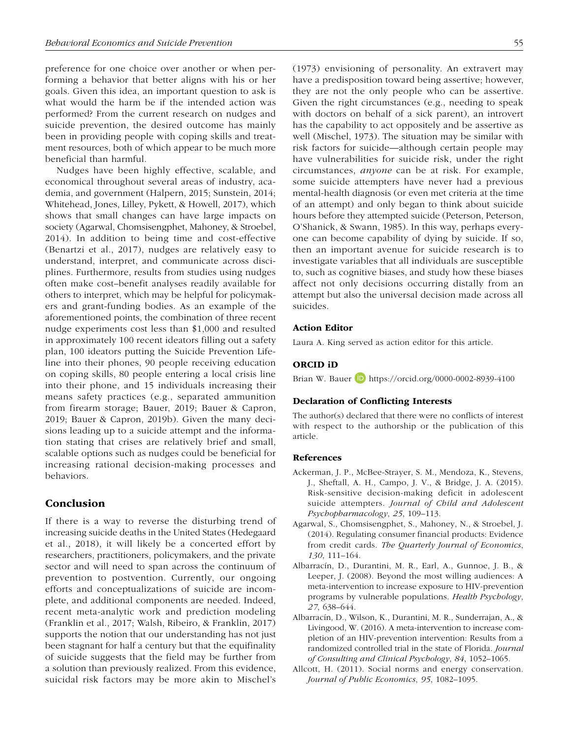preference for one choice over another or when performing a behavior that better aligns with his or her goals. Given this idea, an important question to ask is what would the harm be if the intended action was performed? From the current research on nudges and suicide prevention, the desired outcome has mainly been in providing people with coping skills and treatment resources, both of which appear to be much more beneficial than harmful.

Nudges have been highly effective, scalable, and economical throughout several areas of industry, academia, and government (Halpern, 2015; Sunstein, 2014; Whitehead, Jones, Lilley, Pykett, & Howell, 2017), which shows that small changes can have large impacts on society (Agarwal, Chomsisengphet, Mahoney, & Stroebel, 2014). In addition to being time and cost-effective (Benartzi et al., 2017), nudges are relatively easy to understand, interpret, and communicate across disciplines. Furthermore, results from studies using nudges often make cost–benefit analyses readily available for others to interpret, which may be helpful for policymakers and grant-funding bodies. As an example of the aforementioned points, the combination of three recent nudge experiments cost less than $1,000 and resulted in approximately 100 recent ideators filling out a safety plan, 100 ideators putting the Suicide Prevention Lifeline into their phones, 90 people receiving education on coping skills, 80 people entering a local crisis line into their phone, and 15 individuals increasing their means safety practices (e.g., separated ammunition from firearm storage; Bauer, 2019; Bauer & Capron, 2019; Bauer & Capron, 2019b). Given the many decisions leading up to a suicide attempt and the information stating that crises are relatively brief and small, scalable options such as nudges could be beneficial for increasing rational decision-making processes and behaviors.

## Conclusion

If there is a way to reverse the disturbing trend of increasing suicide deaths in the United States (Hedegaard et al., 2018), it will likely be a concerted effort by researchers, practitioners, policymakers, and the private sector and will need to span across the continuum of prevention to postvention. Currently, our ongoing efforts and conceptualizations of suicide are incomplete, and additional components are needed. Indeed, recent meta-analytic work and prediction modeling (Franklin et al., 2017; Walsh, Ribeiro, & Franklin, 2017) supports the notion that our understanding has not just been stagnant for half a century but that the equifinality of suicide suggests that the field may be further from a solution than previously realized. From this evidence, suicidal risk factors may be more akin to Mischel's (1973) envisioning of personality. An extravert may have a predisposition toward being assertive; however, they are not the only people who can be assertive. Given the right circumstances (e.g., needing to speak with doctors on behalf of a sick parent), an introvert has the capability to act oppositely and be assertive as well (Mischel, 1973). The situation may be similar with risk factors for suicide—although certain people may have vulnerabilities for suicide risk, under the right circumstances, *anyone* can be at risk. For example, some suicide attempters have never had a previous mental-health diagnosis (or even met criteria at the time of an attempt) and only began to think about suicide hours before they attempted suicide (Peterson, Peterson, O'Shanick, & Swann, 1985). In this way, perhaps everyone can become capability of dying by suicide. If so, then an important avenue for suicide research is to investigate variables that all individuals are susceptible to, such as cognitive biases, and study how these biases affect not only decisions occurring distally from an attempt but also the universal decision made across all suicides.

### Action Editor

Laura A. King served as action editor for this article.

### ORCID iD

Brian W. Bauer https://orcid.org/0000-0002-8939-4100

### Declaration of Conflicting Interests

The author(s) declared that there were no conflicts of interest with respect to the authorship or the publication of this article.

### References

Ackerman, J. P., McBee-Strayer, S. M., Mendoza, K., Stevens, J., Sheftall, A. H., Campo, J. V., & Bridge, J. A. (2015). Risk-sensitive decision-making deficit in adolescent suicide attempters. *Journal of Child and Adolescent Psychopharmacology*, *25*, 109–113.

Agarwal, S., Chomsisengphet, S., Mahoney, N., & Stroebel, J. (2014). Regulating consumer financial products: Evidence from credit cards. *The Quarterly Journal of Economics*, *130*, 111–164.

Albarracín, D., Durantini, M. R., Earl, A., Gunnoe, J. B., & Leeper, J. (2008). Beyond the most willing audiences: A meta-intervention to increase exposure to HIV-prevention programs by vulnerable populations. *Health Psychology*, *27*, 638–644.

Albarracín, D., Wilson, K., Durantini, M. R., Sunderrajan, A., & Livingood, W. (2016). A meta-intervention to increase completion of an HIV-prevention intervention: Results from a randomized controlled trial in the state of Florida. *Journal of Consulting and Clinical Psychology*, *84*, 1052–1065.

Allcott, H. (2011). Social norms and energy conservation. *Journal of Public Economics*, *95*, 1082–1095.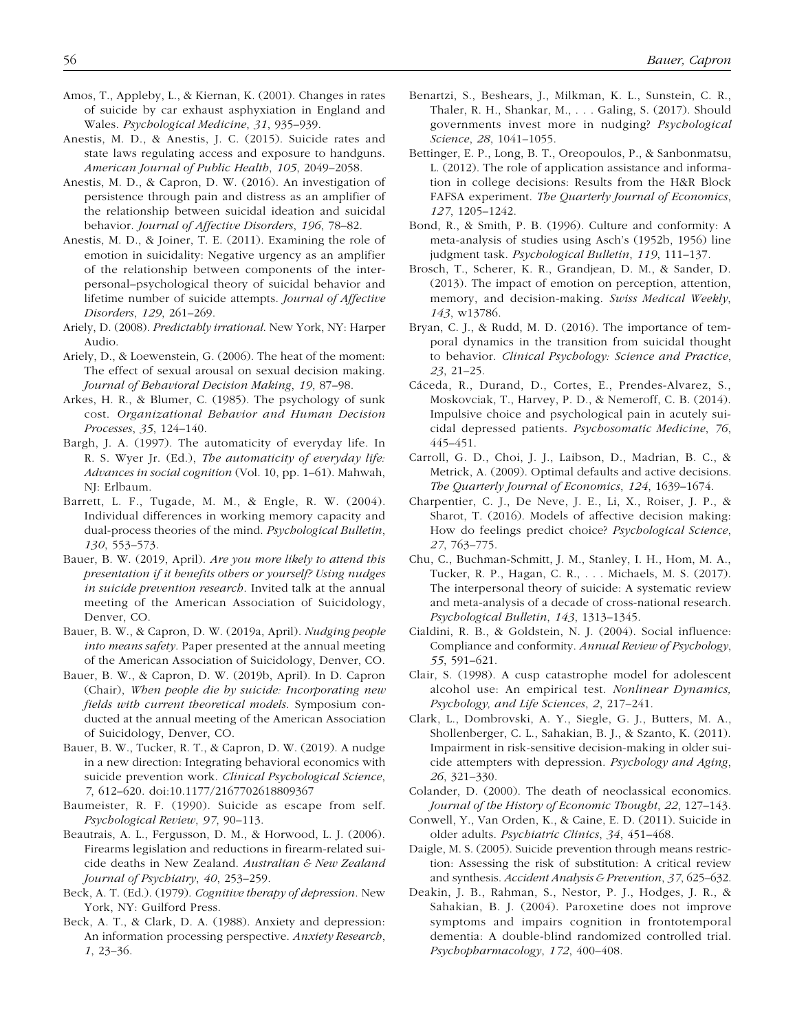Amos, T., Appleby, L., & Kiernan, K. (2001). Changes in rates of suicide by car exhaust asphyxiation in England and Wales. *Psychological Medicine*, *31*, 935–939.

Anestis, M. D., & Anestis, J. C. (2015). Suicide rates and state laws regulating access and exposure to handguns. *American Journal of Public Health*, *105*, 2049–2058.

Anestis, M. D., & Capron, D. W. (2016). An investigation of persistence through pain and distress as an amplifier of the relationship between suicidal ideation and suicidal behavior. *Journal of Affective Disorders*, *196*, 78–82.

Anestis, M. D., & Joiner, T. E. (2011). Examining the role of emotion in suicidality: Negative urgency as an amplifier of the relationship between components of the interpersonal–psychological theory of suicidal behavior and lifetime number of suicide attempts. *Journal of Affective Disorders*, *129*, 261–269.

Ariely, D. (2008). *Predictably irrational*. New York, NY: Harper Audio.

Ariely, D., & Loewenstein, G. (2006). The heat of the moment: The effect of sexual arousal on sexual decision making. *Journal of Behavioral Decision Making*, *19*, 87–98.

Arkes, H. R., & Blumer, C. (1985). The psychology of sunk cost. *Organizational Behavior and Human Decision Processes*, *35*, 124–140.

Bargh, J. A. (1997). The automaticity of everyday life. In R. S. Wyer Jr. (Ed.), *The automaticity of everyday life: Advances in social cognition* (Vol. 10, pp. 1–61). Mahwah, NJ: Erlbaum.

Barrett, L. F., Tugade, M. M., & Engle, R. W. (2004). Individual differences in working memory capacity and dual-process theories of the mind. *Psychological Bulletin*, *130*, 553–573.

Bauer, B. W. (2019, April). *Are you more likely to attend this presentation if it benefits others or yourself? Using nudges in suicide prevention research*. Invited talk at the annual meeting of the American Association of Suicidology, Denver, CO.

Bauer, B. W., & Capron, D. W. (2019a, April). *Nudging people into means safety*. Paper presented at the annual meeting of the American Association of Suicidology, Denver, CO.

Bauer, B. W., & Capron, D. W. (2019b, April). In D. Capron (Chair), *When people die by suicide: Incorporating new fields with current theoretical models*. Symposium conducted at the annual meeting of the American Association of Suicidology, Denver, CO.

Bauer, B. W., Tucker, R. T., & Capron, D. W. (2019). A nudge in a new direction: Integrating behavioral economics with suicide prevention work. *Clinical Psychological Science*, *7*, 612–620. doi:10.1177/2167702618809367

Baumeister, R. F. (1990). Suicide as escape from self. *Psychological Review*, *97*, 90–113.

Beautrais, A. L., Fergusson, D. M., & Horwood, L. J. (2006). Firearms legislation and reductions in firearm-related suicide deaths in New Zealand. *Australian & New Zealand Journal of Psychiatry*, *40*, 253–259.

Beck, A. T. (Ed.). (1979). *Cognitive therapy of depression*. New York, NY: Guilford Press.

Beck, A. T., & Clark, D. A. (1988). Anxiety and depression: An information processing perspective. *Anxiety Research*, *1*, 23–36.

Benartzi, S., Beshears, J., Milkman, K. L., Sunstein, C. R., Thaler, R. H., Shankar, M., . . . Galing, S. (2017). Should governments invest more in nudging? *Psychological Science*, *28*, 1041–1055.

Bettinger, E. P., Long, B. T., Oreopoulos, P., & Sanbonmatsu, L. (2012). The role of application assistance and information in college decisions: Results from the H&R Block FAFSA experiment. *The Quarterly Journal of Economics*, *127*, 1205–1242.

Bond, R., & Smith, P. B. (1996). Culture and conformity: A meta-analysis of studies using Asch's (1952b, 1956) line judgment task. *Psychological Bulletin*, *119*, 111–137.

Brosch, T., Scherer, K. R., Grandjean, D. M., & Sander, D. (2013). The impact of emotion on perception, attention, memory, and decision-making. *Swiss Medical Weekly*, *143*, w13786.

Bryan, C. J., & Rudd, M. D. (2016). The importance of temporal dynamics in the transition from suicidal thought to behavior. *Clinical Psychology: Science and Practice*, *23*, 21–25.

Cáceda, R., Durand, D., Cortes, E., Prendes-Alvarez, S., Moskovciak, T., Harvey, P. D., & Nemeroff, C. B. (2014). Impulsive choice and psychological pain in acutely suicidal depressed patients. *Psychosomatic Medicine*, *76*, 445–451.

Carroll, G. D., Choi, J. J., Laibson, D., Madrian, B. C., & Metrick, A. (2009). Optimal defaults and active decisions. *The Quarterly Journal of Economics*, *124*, 1639–1674.

Charpentier, C. J., De Neve, J. E., Li, X., Roiser, J. P., & Sharot, T. (2016). Models of affective decision making: How do feelings predict choice? *Psychological Science*, *27*, 763–775.

Chu, C., Buchman-Schmitt, J. M., Stanley, I. H., Hom, M. A., Tucker, R. P., Hagan, C. R., . . . Michaels, M. S. (2017). The interpersonal theory of suicide: A systematic review and meta-analysis of a decade of cross-national research. *Psychological Bulletin*, *143*, 1313–1345.

Cialdini, R. B., & Goldstein, N. J. (2004). Social influence: Compliance and conformity. *Annual Review of Psychology*, *55*, 591–621.

Clair, S. (1998). A cusp catastrophe model for adolescent alcohol use: An empirical test. *Nonlinear Dynamics, Psychology, and Life Sciences*, *2*, 217–241.

Clark, L., Dombrovski, A. Y., Siegle, G. J., Butters, M. A., Shollenberger, C. L., Sahakian, B. J., & Szanto, K. (2011). Impairment in risk-sensitive decision-making in older suicide attempters with depression. *Psychology and Aging*, *26*, 321–330.

Colander, D. (2000). The death of neoclassical economics. *Journal of the History of Economic Thought*, *22*, 127–143.

Conwell, Y., Van Orden, K., & Caine, E. D. (2011). Suicide in older adults. *Psychiatric Clinics*, *34*, 451–468.

Daigle, M. S. (2005). Suicide prevention through means restriction: Assessing the risk of substitution: A critical review and synthesis. *Accident Analysis & Prevention*, *37*, 625–632.

Deakin, J. B., Rahman, S., Nestor, P. J., Hodges, J. R., & Sahakian, B. J. (2004). Paroxetine does not improve symptoms and impairs cognition in frontotemporal dementia: A double-blind randomized controlled trial. *Psychopharmacology*, *172*, 400–408.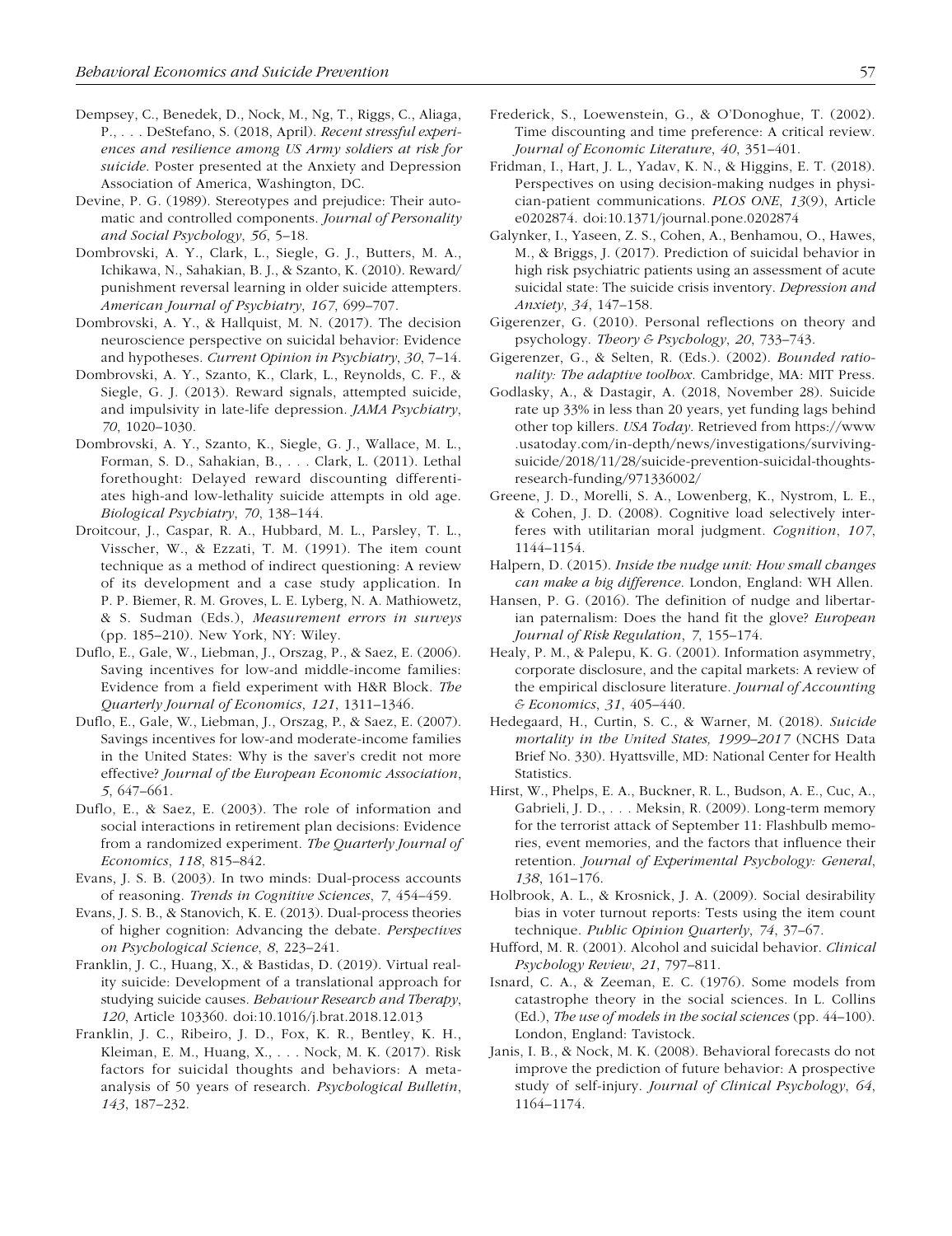Dempsey, C., Benedek, D., Nock, M., Ng, T., Riggs, C., Aliaga, P., . . . DeStefano, S. (2018, April). *Recent stressful experiences and resilience among US Army soldiers at risk for suicide*. Poster presented at the Anxiety and Depression Association of America, Washington, DC.

Devine, P. G. (1989). Stereotypes and prejudice: Their automatic and controlled components. *Journal of Personality and Social Psychology*, *56*, 5–18.

Dombrovski, A. Y., Clark, L., Siegle, G. J., Butters, M. A., Ichikawa, N., Sahakian, B. J., & Szanto, K. (2010). Reward/punishment reversal learning in older suicide attempters. *American Journal of Psychiatry*, *167*, 699–707.

Dombrovski, A. Y., & Hallquist, M. N. (2017). The decision neuroscience perspective on suicidal behavior: Evidence and hypotheses. *Current Opinion in Psychiatry*, *30*, 7–14.

Dombrovski, A. Y., Szanto, K., Clark, L., Reynolds, C. F., & Siegle, G. J. (2013). Reward signals, attempted suicide, and impulsivity in late-life depression. *JAMA Psychiatry*, *70*, 1020–1030.

Dombrovski, A. Y., Szanto, K., Siegle, G. J., Wallace, M. L., Forman, S. D., Sahakian, B., . . . Clark, L. (2011). Lethal forethought: Delayed reward discounting differentiates high-and low-lethality suicide attempts in old age. *Biological Psychiatry*, *70*, 138–144.

Droitcour, J., Caspar, R. A., Hubbard, M. L., Parsley, T. L., Visscher, W., & Ezzati, T. M. (1991). The item count technique as a method of indirect questioning: A review of its development and a case study application. In P. P. Biemer, R. M. Groves, L. E. Lyberg, N. A. Mathiowetz, & S. Sudman (Eds.), *Measurement errors in surveys* (pp. 185–210). New York, NY: Wiley.

Duflo, E., Gale, W., Liebman, J., Orszag, P., & Saez, E. (2006). Saving incentives for low-and middle-income families: Evidence from a field experiment with H&R Block. *The Quarterly Journal of Economics*, *121*, 1311–1346.

Duflo, E., Gale, W., Liebman, J., Orszag, P., & Saez, E. (2007). Savings incentives for low-and moderate-income families in the United States: Why is the saver's credit not more effective? *Journal of the European Economic Association*, *5*, 647–661.

Duflo, E., & Saez, E. (2003). The role of information and social interactions in retirement plan decisions: Evidence from a randomized experiment. *The Quarterly Journal of Economics*, *118*, 815–842.

Evans, J. S. B. (2003). In two minds: Dual-process accounts of reasoning. *Trends in Cognitive Sciences*, *7*, 454–459.

Evans, J. S. B., & Stanovich, K. E. (2013). Dual-process theories of higher cognition: Advancing the debate. *Perspectives on Psychological Science*, *8*, 223–241.

Franklin, J. C., Huang, X., & Bastidas, D. (2019). Virtual reality suicide: Development of a translational approach for studying suicide causes. *Behaviour Research and Therapy*, *120*, Article 103360. doi:10.1016/j.brat.2018.12.013

Franklin, J. C., Ribeiro, J. D., Fox, K. R., Bentley, K. H., Kleiman, E. M., Huang, X., . . . Nock, M. K. (2017). Risk factors for suicidal thoughts and behaviors: A meta-analysis of 50 years of research. *Psychological Bulletin*, *143*, 187–232.

Frederick, S., Loewenstein, G., & O'Donoghue, T. (2002). Time discounting and time preference: A critical review. *Journal of Economic Literature*, *40*, 351–401.

Fridman, I., Hart, J. L., Yadav, K. N., & Higgins, E. T. (2018). Perspectives on using decision-making nudges in physician-patient communications. *PLOS ONE*, *13*(9), Article e0202874. doi:10.1371/journal.pone.0202874

Galynker, I., Yaseen, Z. S., Cohen, A., Benhamou, O., Hawes, M., & Briggs, J. (2017). Prediction of suicidal behavior in high risk psychiatric patients using an assessment of acute suicidal state: The suicide crisis inventory. *Depression and Anxiety*, *34*, 147–158.

Gigerenzer, G. (2010). Personal reflections on theory and psychology. *Theory & Psychology*, *20*, 733–743.

Gigerenzer, G., & Selten, R. (Eds.). (2002). *Bounded rationality: The adaptive toolbox*. Cambridge, MA: MIT Press.

Godlasky, A., & Dastagir, A. (2018, November 28). Suicide rate up 33% in less than 20 years, yet funding lags behind other top killers. *USA Today*. Retrieved from https://www.usatoday.com/in-depth/news/investigations/surviving-suicide/2018/11/28/suicide-prevention-suicidal-thoughts-research-funding/971336002/

Greene, J. D., Morelli, S. A., Lowenberg, K., Nystrom, L. E., & Cohen, J. D. (2008). Cognitive load selectively interferes with utilitarian moral judgment. *Cognition*, *107*, 1144–1154.

Halpern, D. (2015). *Inside the nudge unit: How small changes can make a big difference*. London, England: WH Allen.

Hansen, P. G. (2016). The definition of nudge and libertarian paternalism: Does the hand fit the glove? *European Journal of Risk Regulation*, *7*, 155–174.

Healy, P. M., & Palepu, K. G. (2001). Information asymmetry, corporate disclosure, and the capital markets: A review of the empirical disclosure literature. *Journal of Accounting & Economics*, *31*, 405–440.

Hedegaard, H., Curtin, S. C., & Warner, M. (2018). *Suicide mortality in the United States, 1999–2017* (NCHS Data Brief No. 330). Hyattsville, MD: National Center for Health Statistics.

Hirst, W., Phelps, E. A., Buckner, R. L., Budson, A. E., Cuc, A., Gabrieli, J. D., . . . Meksin, R. (2009). Long-term memory for the terrorist attack of September 11: Flashbulb memories, event memories, and the factors that influence their retention. *Journal of Experimental Psychology: General*, *138*, 161–176.

Holbrook, A. L., & Krosnick, J. A. (2009). Social desirability bias in voter turnout reports: Tests using the item count technique. *Public Opinion Quarterly*, *74*, 37–67.

Hufford, M. R. (2001). Alcohol and suicidal behavior. *Clinical Psychology Review*, *21*, 797–811.

Isnard, C. A., & Zeeman, E. C. (1976). Some models from catastrophe theory in the social sciences. In L. Collins (Ed.), *The use of models in the social sciences* (pp. 44–100). London, England: Tavistock.

Janis, I. B., & Nock, M. K. (2008). Behavioral forecasts do not improve the prediction of future behavior: A prospective study of self-injury. *Journal of Clinical Psychology*, *64*, 1164–1174.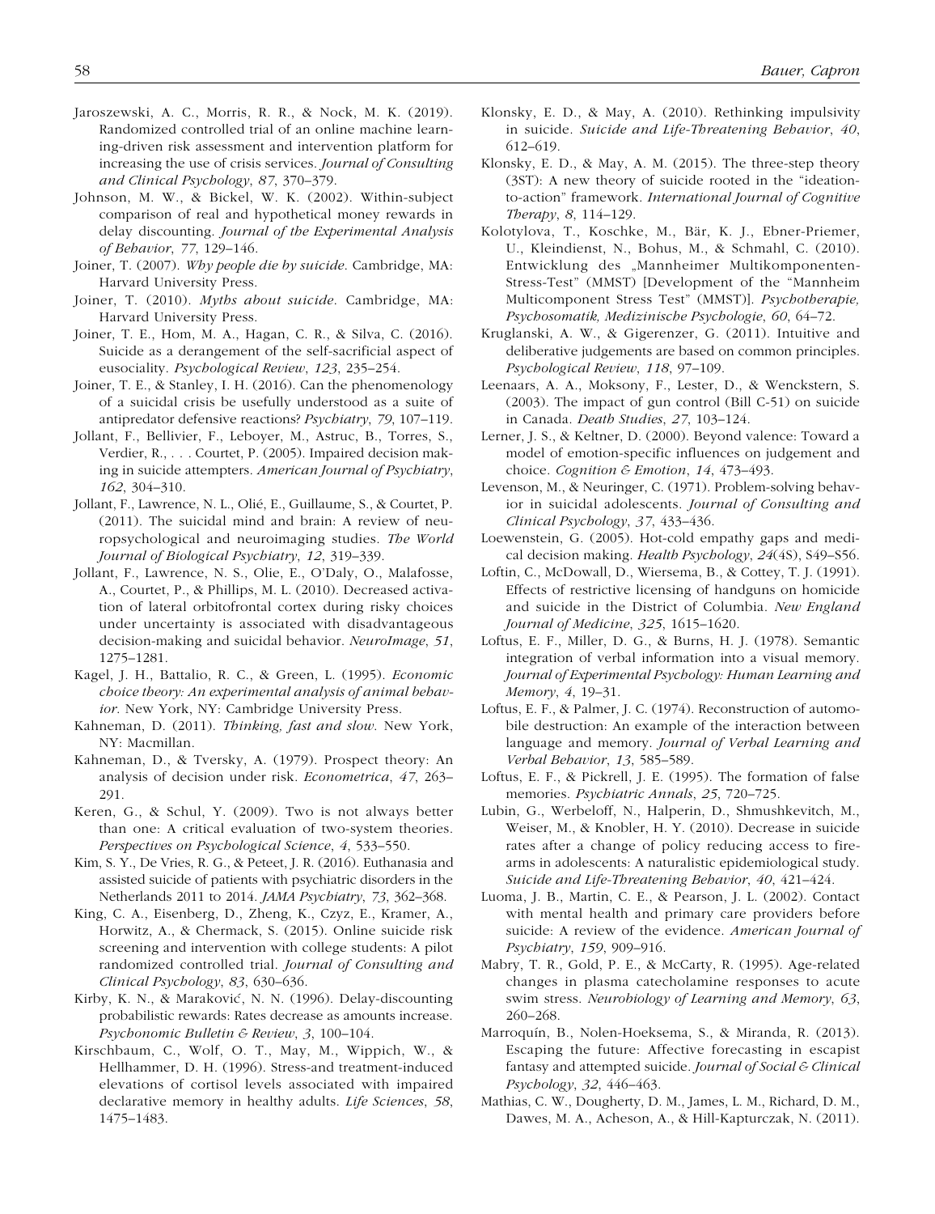Jaroszewski, A. C., Morris, R. R., & Nock, M. K. (2019). Randomized controlled trial of an online machine learning-driven risk assessment and intervention platform for increasing the use of crisis services. *Journal of Consulting and Clinical Psychology*, *87*, 370–379.

Johnson, M. W., & Bickel, W. K. (2002). Within-subject comparison of real and hypothetical money rewards in delay discounting. *Journal of the Experimental Analysis of Behavior*, *77*, 129–146.

Joiner, T. (2007). *Why people die by suicide*. Cambridge, MA: Harvard University Press.

Joiner, T. (2010). *Myths about suicide*. Cambridge, MA: Harvard University Press.

Joiner, T. E., Hom, M. A., Hagan, C. R., & Silva, C. (2016). Suicide as a derangement of the self-sacrificial aspect of eusociality. *Psychological Review*, *123*, 235–254.

Joiner, T. E., & Stanley, I. H. (2016). Can the phenomenology of a suicidal crisis be usefully understood as a suite of antipredator defensive reactions? *Psychiatry*, *79*, 107–119.

Jollant, F., Bellivier, F., Leboyer, M., Astruc, B., Torres, S., Verdier, R., . . . Courtet, P. (2005). Impaired decision making in suicide attempters. *American Journal of Psychiatry*, *162*, 304–310.

Jollant, F., Lawrence, N. L., Olié, E., Guillaume, S., & Courtet, P. (2011). The suicidal mind and brain: A review of neuropsychological and neuroimaging studies. *The World Journal of Biological Psychiatry*, *12*, 319–339.

Jollant, F., Lawrence, N. S., Olie, E., O'Daly, O., Malafosse, A., Courtet, P., & Phillips, M. L. (2010). Decreased activation of lateral orbitofrontal cortex during risky choices under uncertainty is associated with disadvantageous decision-making and suicidal behavior. *NeuroImage*, *51*, 1275–1281.

Kagel, J. H., Battalio, R. C., & Green, L. (1995). *Economic choice theory: An experimental analysis of animal behavior*. New York, NY: Cambridge University Press.

Kahneman, D. (2011). *Thinking, fast and slow*. New York, NY: Macmillan.

Kahneman, D., & Tversky, A. (1979). Prospect theory: An analysis of decision under risk. *Econometrica*, *47*, 263–291.

Keren, G., & Schul, Y. (2009). Two is not always better than one: A critical evaluation of two-system theories. *Perspectives on Psychological Science*, *4*, 533–550.

Kim, S. Y., De Vries, R. G., & Peteet, J. R. (2016). Euthanasia and assisted suicide of patients with psychiatric disorders in the Netherlands 2011 to 2014. *JAMA Psychiatry*, *73*, 362–368.

King, C. A., Eisenberg, D., Zheng, K., Czyz, E., Kramer, A., Horwitz, A., & Chermack, S. (2015). Online suicide risk screening and intervention with college students: A pilot randomized controlled trial. *Journal of Consulting and Clinical Psychology*, *83*, 630–636.

Kirby, K. N., & Maraković, N. N. (1996). Delay-discounting probabilistic rewards: Rates decrease as amounts increase. *Psychonomic Bulletin & Review*, *3*, 100–104.

Kirschbaum, C., Wolf, O. T., May, M., Wippich, W., & Hellhammer, D. H. (1996). Stress-and treatment-induced elevations of cortisol levels associated with impaired declarative memory in healthy adults. *Life Sciences*, *58*, 1475–1483.

Klonsky, E. D., & May, A. (2010). Rethinking impulsivity in suicide. *Suicide and Life-Threatening Behavior*, *40*, 612–619.

Klonsky, E. D., & May, A. M. (2015). The three-step theory (3ST): A new theory of suicide rooted in the "ideation-to-action" framework. *International Journal of Cognitive Therapy*, *8*, 114–129.

Kolotylova, T., Koschke, M., Bär, K. J., Ebner-Priemer, U., Kleindienst, N., Bohus, M., & Schmahl, C. (2010). Entwicklung des „Mannheimer Multikomponenten-Stress-Test" (MMST) [Development of the "Mannheim Multicomponent Stress Test" (MMST)]. *Psychotherapie, Psychosomatik, Medizinische Psychologie*, *60*, 64–72.

Kruglanski, A. W., & Gigerenzer, G. (2011). Intuitive and deliberative judgements are based on common principles. *Psychological Review*, *118*, 97–109.

Leenaars, A. A., Moksony, F., Lester, D., & Wenckstern, S. (2003). The impact of gun control (Bill C-51) on suicide in Canada. *Death Studies*, *27*, 103–124.

Lerner, J. S., & Keltner, D. (2000). Beyond valence: Toward a model of emotion-specific influences on judgement and choice. *Cognition & Emotion*, *14*, 473–493.

Levenson, M., & Neuringer, C. (1971). Problem-solving behavior in suicidal adolescents. *Journal of Consulting and Clinical Psychology*, *37*, 433–436.

Loewenstein, G. (2005). Hot-cold empathy gaps and medical decision making. *Health Psychology*, *24*(4S), S49–S56.

Loftin, C., McDowall, D., Wiersema, B., & Cottey, T. J. (1991). Effects of restrictive licensing of handguns on homicide and suicide in the District of Columbia. *New England Journal of Medicine*, *325*, 1615–1620.

Loftus, E. F., Miller, D. G., & Burns, H. J. (1978). Semantic integration of verbal information into a visual memory. *Journal of Experimental Psychology: Human Learning and Memory*, *4*, 19–31.

Loftus, E. F., & Palmer, J. C. (1974). Reconstruction of automobile destruction: An example of the interaction between language and memory. *Journal of Verbal Learning and Verbal Behavior*, *13*, 585–589.

Loftus, E. F., & Pickrell, J. E. (1995). The formation of false memories. *Psychiatric Annals*, *25*, 720–725.

Lubin, G., Werbeloff, N., Halperin, D., Shmushkevitch, M., Weiser, M., & Knobler, H. Y. (2010). Decrease in suicide rates after a change of policy reducing access to firearms in adolescents: A naturalistic epidemiological study. *Suicide and Life-Threatening Behavior*, *40*, 421–424.

Luoma, J. B., Martin, C. E., & Pearson, J. L. (2002). Contact with mental health and primary care providers before suicide: A review of the evidence. *American Journal of Psychiatry*, *159*, 909–916.

Mabry, T. R., Gold, P. E., & McCarty, R. (1995). Age-related changes in plasma catecholamine responses to acute swim stress. *Neurobiology of Learning and Memory*, *63*, 260–268.

Marroquín, B., Nolen-Hoeksema, S., & Miranda, R. (2013). Escaping the future: Affective forecasting in escapist fantasy and attempted suicide. *Journal of Social & Clinical Psychology*, *32*, 446–463.

Mathias, C. W., Dougherty, D. M., James, L. M., Richard, D. M., Dawes, M. A., Acheson, A., & Hill-Kapturczak, N. (2011).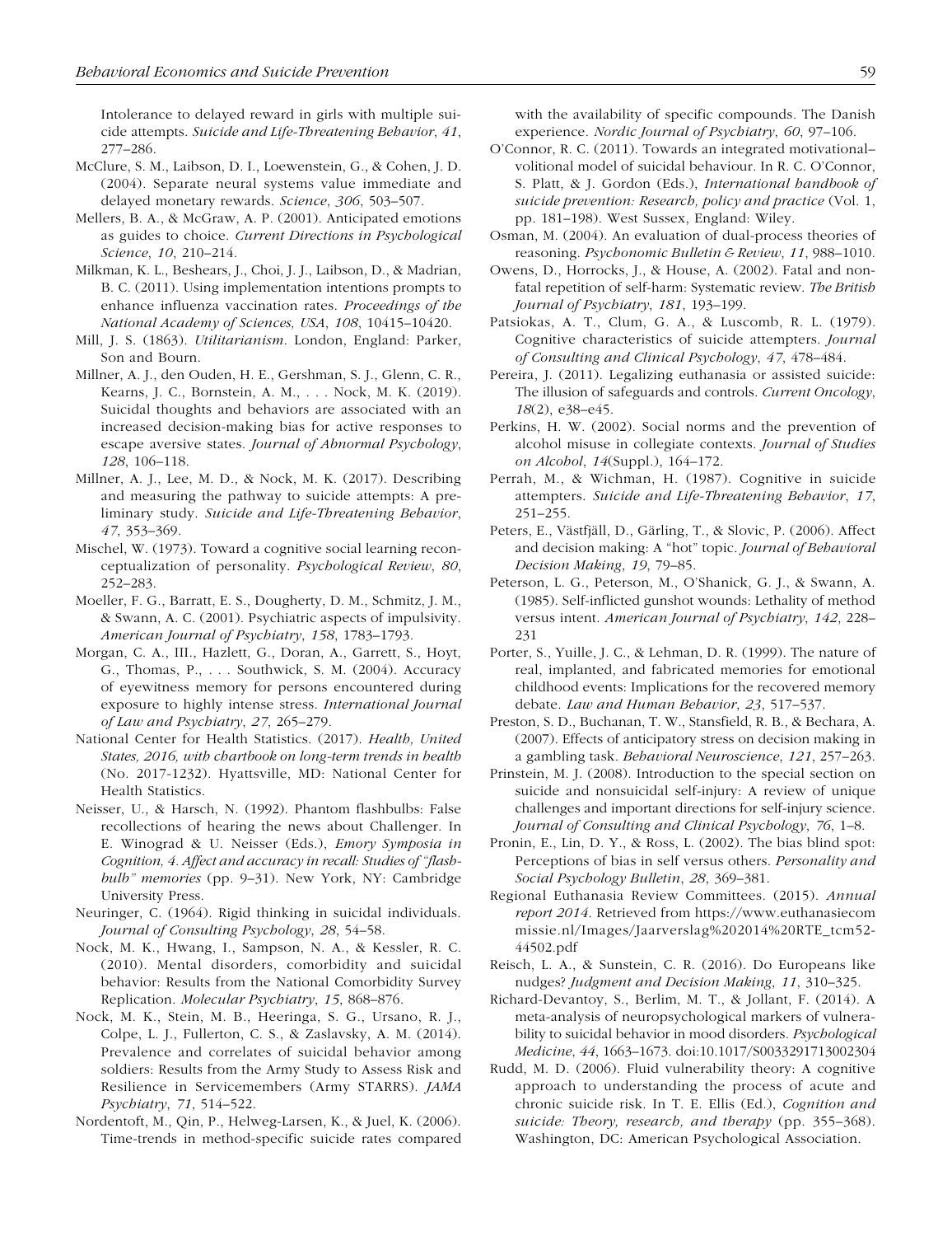Intolerance to delayed reward in girls with multiple suicide attempts. *Suicide and Life-Threatening Behavior*, *41*, 277–286.

McClure, S. M., Laibson, D. I., Loewenstein, G., & Cohen, J. D. (2004). Separate neural systems value immediate and delayed monetary rewards. *Science*, *306*, 503–507.

Mellers, B. A., & McGraw, A. P. (2001). Anticipated emotions as guides to choice. *Current Directions in Psychological Science*, *10*, 210–214.

Milkman, K. L., Beshears, J., Choi, J. J., Laibson, D., & Madrian, B. C. (2011). Using implementation intentions prompts to enhance influenza vaccination rates. *Proceedings of the National Academy of Sciences, USA*, *108*, 10415–10420.

Mill, J. S. (1863). *Utilitarianism*. London, England: Parker, Son and Bourn.

Millner, A. J., den Ouden, H. E., Gershman, S. J., Glenn, C. R., Kearns, J. C., Bornstein, A. M., . . . Nock, M. K. (2019). Suicidal thoughts and behaviors are associated with an increased decision-making bias for active responses to escape aversive states. *Journal of Abnormal Psychology*, *128*, 106–118.

Millner, A. J., Lee, M. D., & Nock, M. K. (2017). Describing and measuring the pathway to suicide attempts: A preliminary study. *Suicide and Life-Threatening Behavior*, *47*, 353–369.

Mischel, W. (1973). Toward a cognitive social learning reconceptualization of personality. *Psychological Review*, *80*, 252–283.

Moeller, F. G., Barratt, E. S., Dougherty, D. M., Schmitz, J. M., & Swann, A. C. (2001). Psychiatric aspects of impulsivity. *American Journal of Psychiatry*, *158*, 1783–1793.

Morgan, C. A., III., Hazlett, G., Doran, A., Garrett, S., Hoyt, G., Thomas, P., . . . Southwick, S. M. (2004). Accuracy of eyewitness memory for persons encountered during exposure to highly intense stress. *International Journal of Law and Psychiatry*, *27*, 265–279.

National Center for Health Statistics. (2017). *Health, United States, 2016, with chartbook on long-term trends in health* (No. 2017-1232). Hyattsville, MD: National Center for Health Statistics.

Neisser, U., & Harsch, N. (1992). Phantom flashbulbs: False recollections of hearing the news about Challenger. In E. Winograd & U. Neisser (Eds.), *Emory Symposia in Cognition, 4. Affect and accuracy in recall: Studies of "flashbulb" memories* (pp. 9–31). New York, NY: Cambridge University Press.

Neuringer, C. (1964). Rigid thinking in suicidal individuals. *Journal of Consulting Psychology*, *28*, 54–58.

Nock, M. K., Hwang, I., Sampson, N. A., & Kessler, R. C. (2010). Mental disorders, comorbidity and suicidal behavior: Results from the National Comorbidity Survey Replication. *Molecular Psychiatry*, *15*, 868–876.

Nock, M. K., Stein, M. B., Heeringa, S. G., Ursano, R. J., Colpe, L. J., Fullerton, C. S., & Zaslavsky, A. M. (2014). Prevalence and correlates of suicidal behavior among soldiers: Results from the Army Study to Assess Risk and Resilience in Servicemembers (Army STARRS). *JAMA Psychiatry*, *71*, 514–522.

Nordentoft, M., Qin, P., Helweg-Larsen, K., & Juel, K. (2006). Time-trends in method-specific suicide rates compared with the availability of specific compounds. The Danish experience. *Nordic Journal of Psychiatry*, *60*, 97–106.

O'Connor, R. C. (2011). Towards an integrated motivational–volitional model of suicidal behaviour. In R. C. O'Connor, S. Platt, & J. Gordon (Eds.), *International handbook of suicide prevention: Research, policy and practice* (Vol. 1, pp. 181–198). West Sussex, England: Wiley.

Osman, M. (2004). An evaluation of dual-process theories of reasoning. *Psychonomic Bulletin & Review*, *11*, 988–1010.

Owens, D., Horrocks, J., & House, A. (2002). Fatal and non-fatal repetition of self-harm: Systematic review. *The British Journal of Psychiatry*, *181*, 193–199.

Patsiokas, A. T., Clum, G. A., & Luscomb, R. L. (1979). Cognitive characteristics of suicide attempters. *Journal of Consulting and Clinical Psychology*, *47*, 478–484.

Pereira, J. (2011). Legalizing euthanasia or assisted suicide: The illusion of safeguards and controls. *Current Oncology*, *18*(2), e38–e45.

Perkins, H. W. (2002). Social norms and the prevention of alcohol misuse in collegiate contexts. *Journal of Studies on Alcohol*, *14*(Suppl.), 164–172.

Perrah, M., & Wichman, H. (1987). Cognitive in suicide attempters. *Suicide and Life-Threatening Behavior*, *17*, 251–255.

Peters, E., Västfjäll, D., Gärling, T., & Slovic, P. (2006). Affect and decision making: A "hot" topic. *Journal of Behavioral Decision Making*, *19*, 79–85.

Peterson, L. G., Peterson, M., O'Shanick, G. J., & Swann, A. (1985). Self-inflicted gunshot wounds: Lethality of method versus intent. *American Journal of Psychiatry*, *142*, 228–231

Porter, S., Yuille, J. C., & Lehman, D. R. (1999). The nature of real, implanted, and fabricated memories for emotional childhood events: Implications for the recovered memory debate. *Law and Human Behavior*, *23*, 517–537.

Preston, S. D., Buchanan, T. W., Stansfield, R. B., & Bechara, A. (2007). Effects of anticipatory stress on decision making in a gambling task. *Behavioral Neuroscience*, *121*, 257–263.

Prinstein, M. J. (2008). Introduction to the special section on suicide and nonsuicidal self-injury: A review of unique challenges and important directions for self-injury science. *Journal of Consulting and Clinical Psychology*, *76*, 1–8.

Pronin, E., Lin, D. Y., & Ross, L. (2002). The bias blind spot: Perceptions of bias in self versus others. *Personality and Social Psychology Bulletin*, *28*, 369–381.

Regional Euthanasia Review Committees. (2015). *Annual report 2014*. Retrieved from https://www.euthanasiecommissie.nl/Images/Jaarverslag%202014%20RTE_tcm52-44502.pdf

Reisch, L. A., & Sunstein, C. R. (2016). Do Europeans like nudges? *Judgment and Decision Making*, *11*, 310–325.

Richard-Devantoy, S., Berlim, M. T., & Jollant, F. (2014). A meta-analysis of neuropsychological markers of vulnerability to suicidal behavior in mood disorders. *Psychological Medicine*, *44*, 1663–1673. doi:10.1017/S0033291713002304

Rudd, M. D. (2006). Fluid vulnerability theory: A cognitive approach to understanding the process of acute and chronic suicide risk. In T. E. Ellis (Ed.), *Cognition and suicide: Theory, research, and therapy* (pp. 355–368). Washington, DC: American Psychological Association.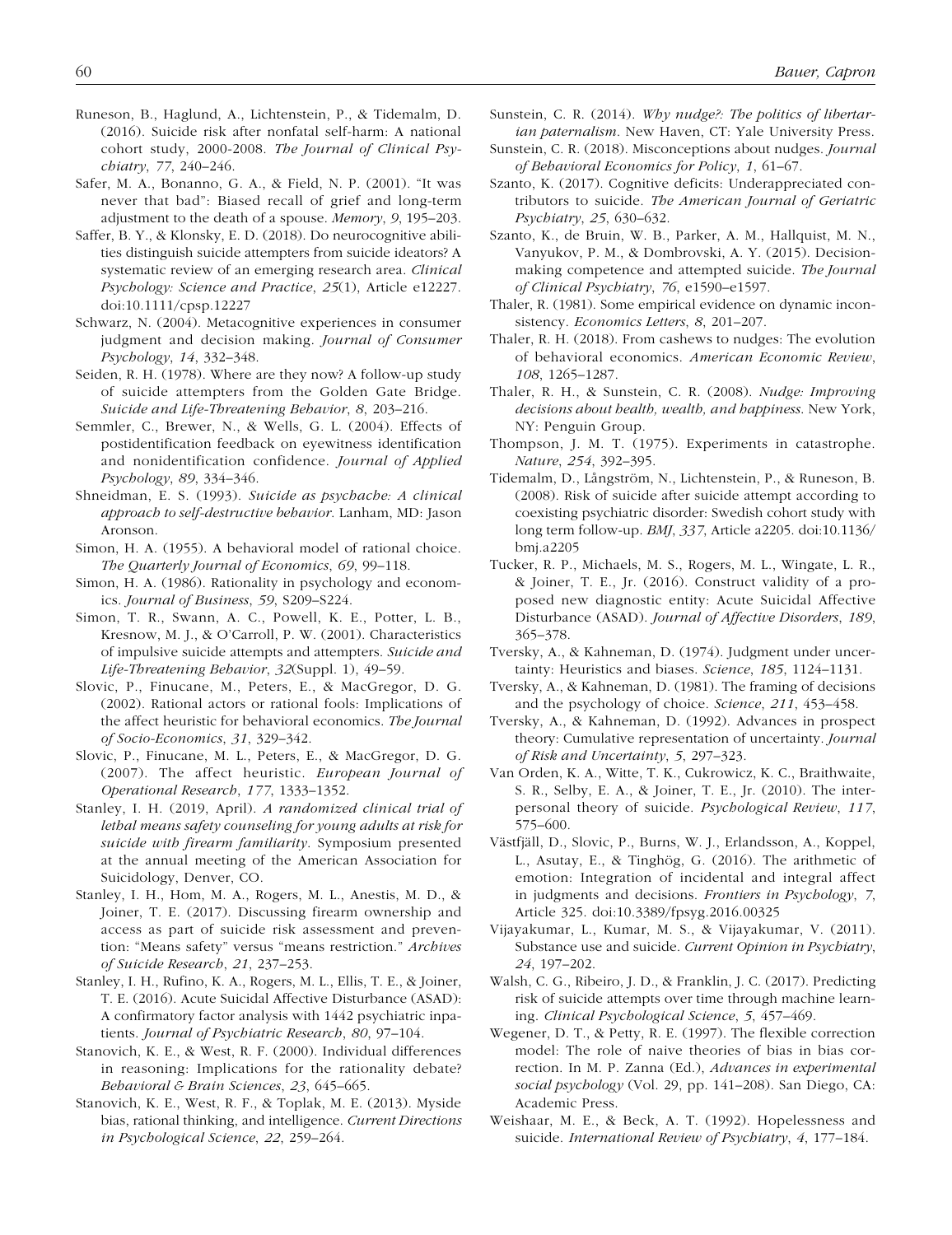Runeson, B., Haglund, A., Lichtenstein, P., & Tidemalm, D. (2016). Suicide risk after nonfatal self-harm: A national cohort study, 2000-2008. *The Journal of Clinical Psychiatry*, *77*, 240–246.

Safer, M. A., Bonanno, G. A., & Field, N. P. (2001). "It was never that bad": Biased recall of grief and long-term adjustment to the death of a spouse. *Memory*, *9*, 195–203.

Saffer, B. Y., & Klonsky, E. D. (2018). Do neurocognitive abilities distinguish suicide attempters from suicide ideators? A systematic review of an emerging research area. *Clinical Psychology: Science and Practice*, *25*(1), Article e12227. doi:10.1111/cpsp.12227

Schwarz, N. (2004). Metacognitive experiences in consumer judgment and decision making. *Journal of Consumer Psychology*, *14*, 332–348.

Seiden, R. H. (1978). Where are they now? A follow-up study of suicide attempters from the Golden Gate Bridge. *Suicide and Life-Threatening Behavior*, *8*, 203–216.

Semmler, C., Brewer, N., & Wells, G. L. (2004). Effects of postidentification feedback on eyewitness identification and nonidentification confidence. *Journal of Applied Psychology*, *89*, 334–346.

Shneidman, E. S. (1993). *Suicide as psychache: A clinical approach to self-destructive behavior*. Lanham, MD: Jason Aronson.

Simon, H. A. (1955). A behavioral model of rational choice. *The Quarterly Journal of Economics*, *69*, 99–118.

Simon, H. A. (1986). Rationality in psychology and economics. *Journal of Business*, *59*, S209–S224.

Simon, T. R., Swann, A. C., Powell, K. E., Potter, L. B., Kresnow, M. J., & O'Carroll, P. W. (2001). Characteristics of impulsive suicide attempts and attempters. *Suicide and Life-Threatening Behavior*, *32*(Suppl. 1), 49–59.

Slovic, P., Finucane, M., Peters, E., & MacGregor, D. G. (2002). Rational actors or rational fools: Implications of the affect heuristic for behavioral economics. *The Journal of Socio-Economics*, *31*, 329–342.

Slovic, P., Finucane, M. L., Peters, E., & MacGregor, D. G. (2007). The affect heuristic. *European Journal of Operational Research*, *177*, 1333–1352.

Stanley, I. H. (2019, April). *A randomized clinical trial of lethal means safety counseling for young adults at risk for suicide with firearm familiarity*. Symposium presented at the annual meeting of the American Association for Suicidology, Denver, CO.

Stanley, I. H., Hom, M. A., Rogers, M. L., Anestis, M. D., & Joiner, T. E. (2017). Discussing firearm ownership and access as part of suicide risk assessment and prevention: "Means safety" versus "means restriction." *Archives of Suicide Research*, *21*, 237–253.

Stanley, I. H., Rufino, K. A., Rogers, M. L., Ellis, T. E., & Joiner, T. E. (2016). Acute Suicidal Affective Disturbance (ASAD): A confirmatory factor analysis with 1442 psychiatric inpatients. *Journal of Psychiatric Research*, *80*, 97–104.

Stanovich, K. E., & West, R. F. (2000). Individual differences in reasoning: Implications for the rationality debate? *Behavioral & Brain Sciences*, *23*, 645–665.

Stanovich, K. E., West, R. F., & Toplak, M. E. (2013). Myside bias, rational thinking, and intelligence. *Current Directions in Psychological Science*, *22*, 259–264.

Sunstein, C. R. (2014). *Why nudge?: The politics of libertarian paternalism*. New Haven, CT: Yale University Press.

Sunstein, C. R. (2018). Misconceptions about nudges. *Journal of Behavioral Economics for Policy*, *1*, 61–67.

Szanto, K. (2017). Cognitive deficits: Underappreciated contributors to suicide. *The American Journal of Geriatric Psychiatry*, *25*, 630–632.

Szanto, K., de Bruin, W. B., Parker, A. M., Hallquist, M. N., Vanyukov, P. M., & Dombrovski, A. Y. (2015). Decision-making competence and attempted suicide. *The Journal of Clinical Psychiatry*, *76*, e1590–e1597.

Thaler, R. (1981). Some empirical evidence on dynamic inconsistency. *Economics Letters*, *8*, 201–207.

Thaler, R. H. (2018). From cashews to nudges: The evolution of behavioral economics. *American Economic Review*, *108*, 1265–1287.

Thaler, R. H., & Sunstein, C. R. (2008). *Nudge: Improving decisions about health, wealth, and happiness*. New York, NY: Penguin Group.

Thompson, J. M. T. (1975). Experiments in catastrophe. *Nature*, *254*, 392–395.

Tidemalm, D., Långström, N., Lichtenstein, P., & Runeson, B. (2008). Risk of suicide after suicide attempt according to coexisting psychiatric disorder: Swedish cohort study with long term follow-up. *BMJ*, *337*, Article a2205. doi:10.1136/bmj.a2205

Tucker, R. P., Michaels, M. S., Rogers, M. L., Wingate, L. R., & Joiner, T. E., Jr. (2016). Construct validity of a proposed new diagnostic entity: Acute Suicidal Affective Disturbance (ASAD). *Journal of Affective Disorders*, *189*, 365–378.

Tversky, A., & Kahneman, D. (1974). Judgment under uncertainty: Heuristics and biases. *Science*, *185*, 1124–1131.

Tversky, A., & Kahneman, D. (1981). The framing of decisions and the psychology of choice. *Science*, *211*, 453–458.

Tversky, A., & Kahneman, D. (1992). Advances in prospect theory: Cumulative representation of uncertainty. *Journal of Risk and Uncertainty*, *5*, 297–323.

Van Orden, K. A., Witte, T. K., Cukrowicz, K. C., Braithwaite, S. R., Selby, E. A., & Joiner, T. E., Jr. (2010). The interpersonal theory of suicide. *Psychological Review*, *117*, 575–600.

Västfjäll, D., Slovic, P., Burns, W. J., Erlandsson, A., Koppel, L., Asutay, E., & Tinghög, G. (2016). The arithmetic of emotion: Integration of incidental and integral affect in judgments and decisions. *Frontiers in Psychology*, *7*, Article 325. doi:10.3389/fpsyg.2016.00325

Vijayakumar, L., Kumar, M. S., & Vijayakumar, V. (2011). Substance use and suicide. *Current Opinion in Psychiatry*, *24*, 197–202.

Walsh, C. G., Ribeiro, J. D., & Franklin, J. C. (2017). Predicting risk of suicide attempts over time through machine learning. *Clinical Psychological Science*, *5*, 457–469.

Wegener, D. T., & Petty, R. E. (1997). The flexible correction model: The role of naive theories of bias in bias correction. In M. P. Zanna (Ed.), *Advances in experimental social psychology* (Vol. 29, pp. 141–208). San Diego, CA: Academic Press.

Weishaar, M. E., & Beck, A. T. (1992). Hopelessness and suicide. *International Review of Psychiatry*, *4*, 177–184.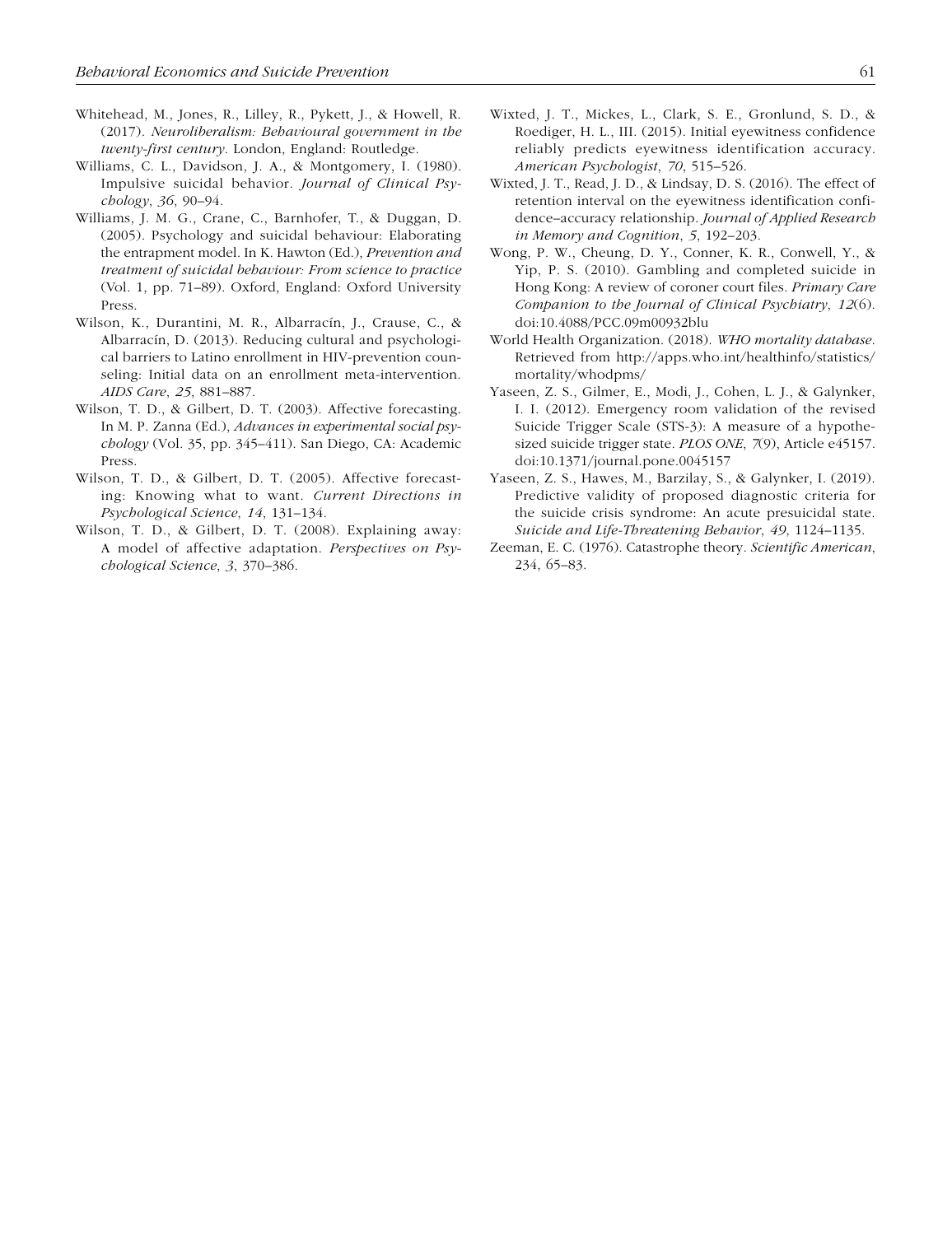Whitehead, M., Jones, R., Lilley, R., Pykett, J., & Howell, R. (2017). *Neuroliberalism: Behavioural government in the twenty-first century*. London, England: Routledge.

Williams, C. L., Davidson, J. A., & Montgomery, I. (1980). Impulsive suicidal behavior. *Journal of Clinical Psychology*, *36*, 90–94.

Williams, J. M. G., Crane, C., Barnhofer, T., & Duggan, D. (2005). Psychology and suicidal behaviour: Elaborating the entrapment model. In K. Hawton (Ed.), *Prevention and treatment of suicidal behaviour: From science to practice* (Vol. 1, pp. 71–89). Oxford, England: Oxford University Press.

Wilson, K., Durantini, M. R., Albarracín, J., Crause, C., & Albarracín, D. (2013). Reducing cultural and psychological barriers to Latino enrollment in HIV-prevention counseling: Initial data on an enrollment meta-intervention. *AIDS Care*, *25*, 881–887.

Wilson, T. D., & Gilbert, D. T. (2003). Affective forecasting. In M. P. Zanna (Ed.), *Advances in experimental social psychology* (Vol. 35, pp. 345–411). San Diego, CA: Academic Press.

Wilson, T. D., & Gilbert, D. T. (2005). Affective forecasting: Knowing what to want. *Current Directions in Psychological Science*, *14*, 131–134.

Wilson, T. D., & Gilbert, D. T. (2008). Explaining away: A model of affective adaptation. *Perspectives on Psychological Science*, *3*, 370–386.

Wixted, J. T., Mickes, L., Clark, S. E., Gronlund, S. D., & Roediger, H. L., III. (2015). Initial eyewitness confidence reliably predicts eyewitness identification accuracy. *American Psychologist*, *70*, 515–526.

Wixted, J. T., Read, J. D., & Lindsay, D. S. (2016). The effect of retention interval on the eyewitness identification confidence–accuracy relationship. *Journal of Applied Research in Memory and Cognition*, *5*, 192–203.

Wong, P. W., Cheung, D. Y., Conner, K. R., Conwell, Y., & Yip, P. S. (2010). Gambling and completed suicide in Hong Kong: A review of coroner court files. *Primary Care Companion to the Journal of Clinical Psychiatry*, *12*(6). doi:10.4088/PCC.09m00932blu

World Health Organization. (2018). *WHO mortality database*. Retrieved from http://apps.who.int/healthinfo/statistics/mortality/whodpms/

Yaseen, Z. S., Gilmer, E., Modi, J., Cohen, L. J., & Galynker, I. I. (2012). Emergency room validation of the revised Suicide Trigger Scale (STS-3): A measure of a hypothesized suicide trigger state. *PLOS ONE*, *7*(9), Article e45157. doi:10.1371/journal.pone.0045157

Yaseen, Z. S., Hawes, M., Barzilay, S., & Galynker, I. (2019). Predictive validity of proposed diagnostic criteria for the suicide crisis syndrome: An acute presuicidal state. *Suicide and Life-Threatening Behavior*, *49*, 1124–1135.

Zeeman, E. C. (1976). Catastrophe theory. *Scientific American*, 234, 65–83.